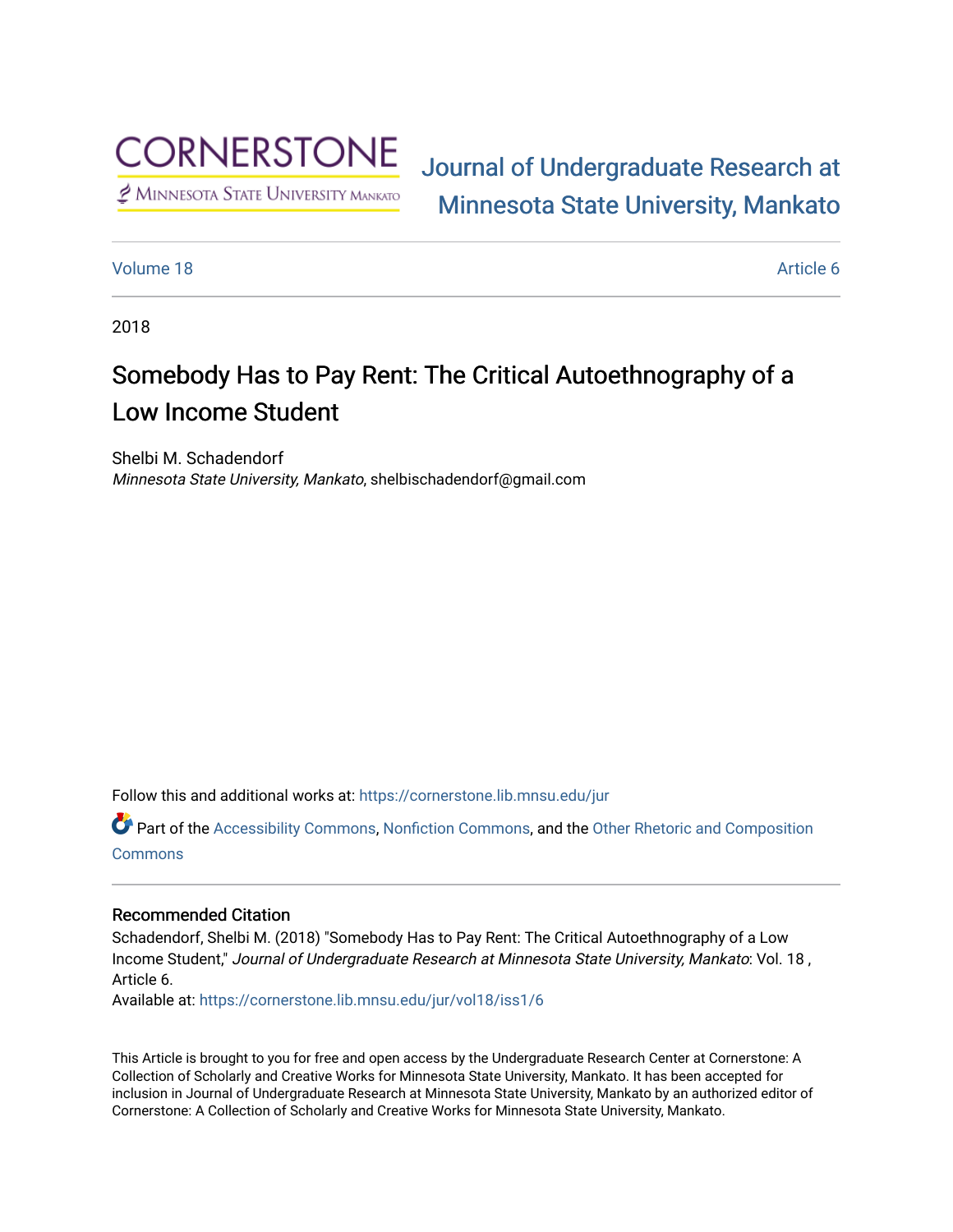# Journal of Undergraduate Research at Minnesota State University, Mankato

Volume 18 | Article 6

2018

## Somebody Has to Pay Rent: The Critical Autoethnography of a Low Income Student

Shelbi M. Schadendorf
*Minnesota State University, Mankato*, shelbischadendorf@gmail.com

Follow this and additional works at: https://cornerstone.lib.mnsu.edu/jur

Part of the Accessibility Commons, Nonfiction Commons, and the Other Rhetoric and Composition Commons

### Recommended Citation

Schadendorf, Shelbi M. (2018) "Somebody Has to Pay Rent: The Critical Autoethnography of a Low Income Student," *Journal of Undergraduate Research at Minnesota State University, Mankato*: Vol. 18 , Article 6.
Available at: https://cornerstone.lib.mnsu.edu/jur/vol18/iss1/6

This Article is brought to you for free and open access by the Undergraduate Research Center at Cornerstone: A Collection of Scholarly and Creative Works for Minnesota State University, Mankato. It has been accepted for inclusion in Journal of Undergraduate Research at Minnesota State University, Mankato by an authorized editor of Cornerstone: A Collection of Scholarly and Creative Works for Minnesota State University, Mankato.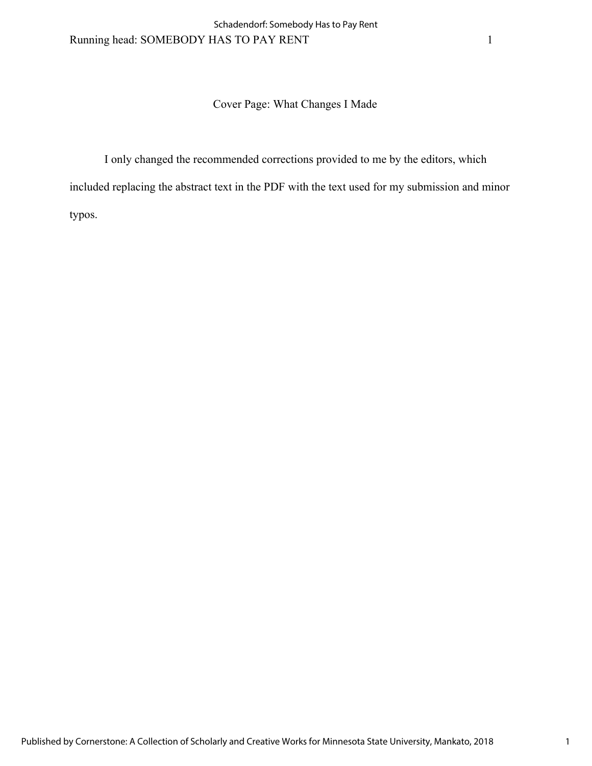# Cover Page: What Changes I Made

I only changed the recommended corrections provided to me by the editors, which included replacing the abstract text in the PDF with the text used for my submission and minor typos.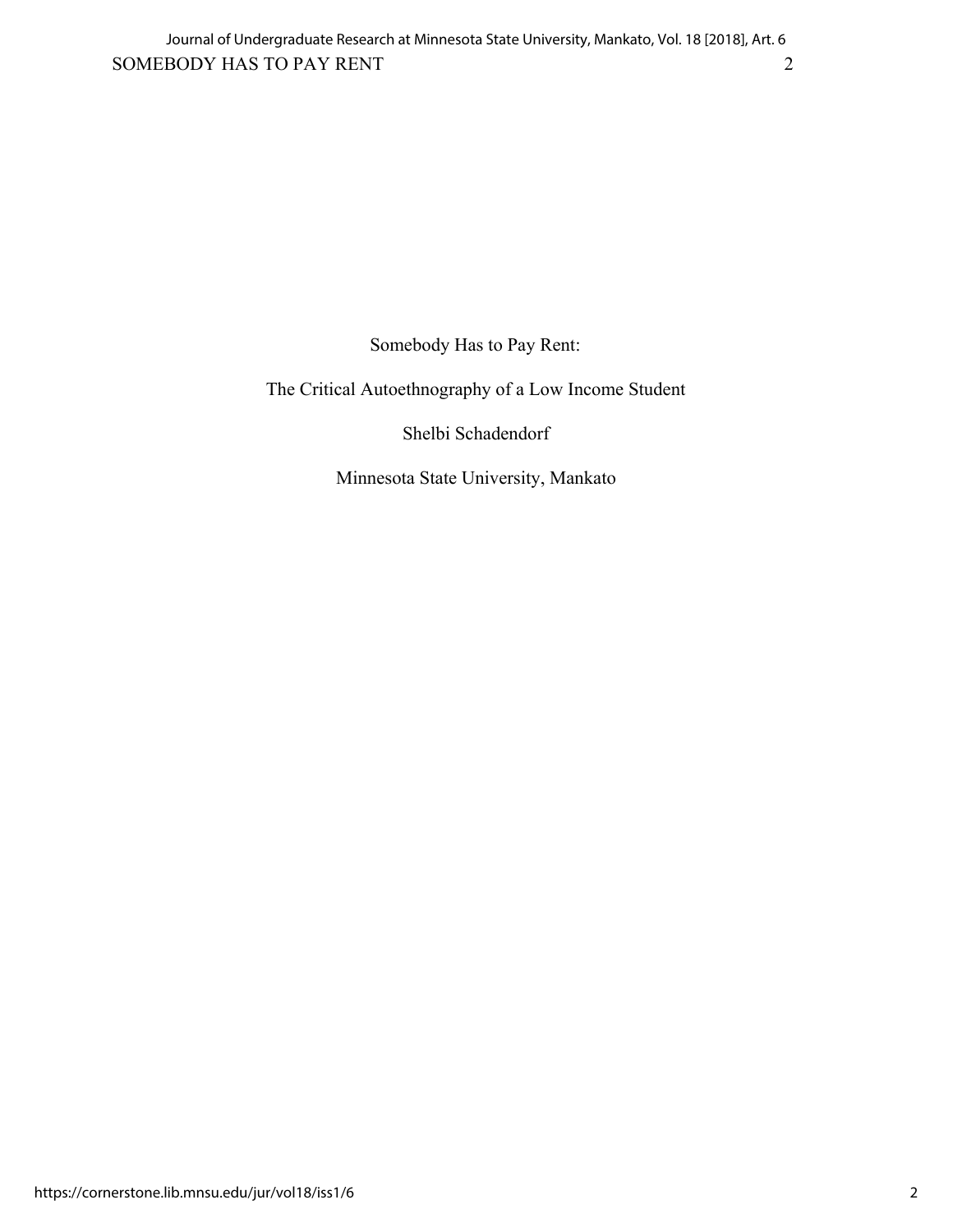Somebody Has to Pay Rent:

The Critical Autoethnography of a Low Income Student

Shelbi Schadendorf

Minnesota State University, Mankato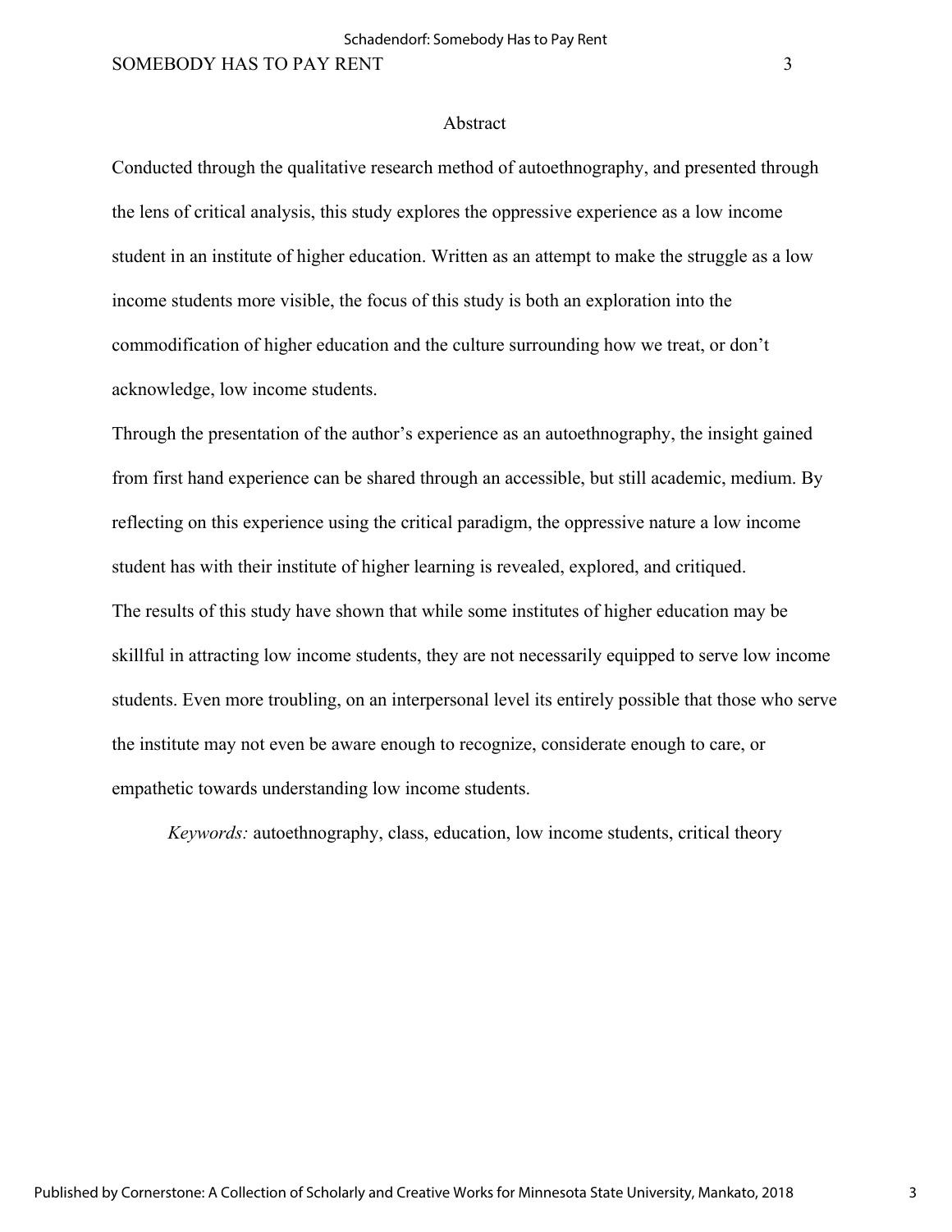# Abstract

Conducted through the qualitative research method of autoethnography, and presented through the lens of critical analysis, this study explores the oppressive experience as a low income student in an institute of higher education. Written as an attempt to make the struggle as a low income students more visible, the focus of this study is both an exploration into the commodification of higher education and the culture surrounding how we treat, or don't acknowledge, low income students.

Through the presentation of the author's experience as an autoethnography, the insight gained from first hand experience can be shared through an accessible, but still academic, medium. By reflecting on this experience using the critical paradigm, the oppressive nature a low income student has with their institute of higher learning is revealed, explored, and critiqued.

The results of this study have shown that while some institutes of higher education may be skillful in attracting low income students, they are not necessarily equipped to serve low income students. Even more troubling, on an interpersonal level its entirely possible that those who serve the institute may not even be aware enough to recognize, considerate enough to care, or empathetic towards understanding low income students.

*Keywords:* autoethnography, class, education, low income students, critical theory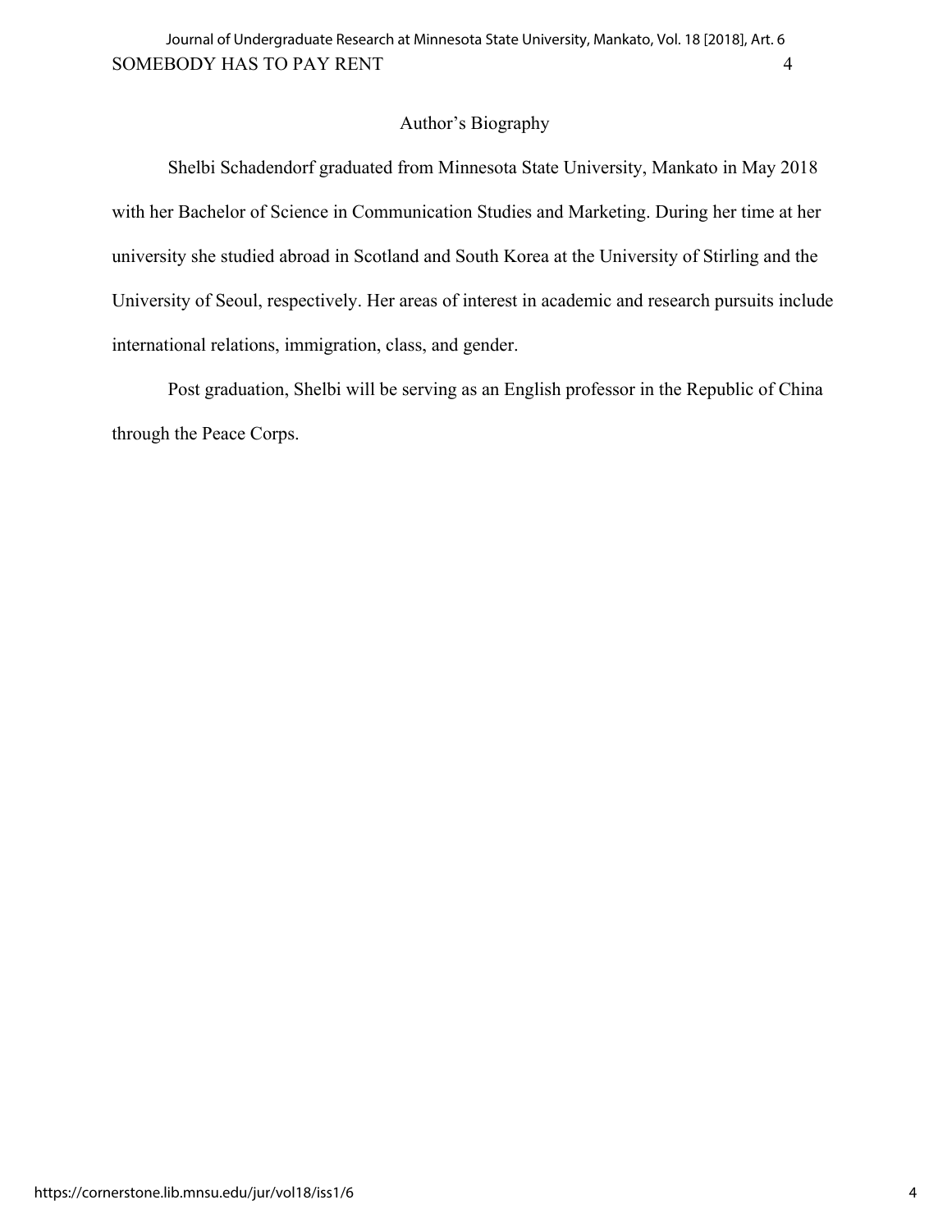## Author's Biography

Shelbi Schadendorf graduated from Minnesota State University, Mankato in May 2018 with her Bachelor of Science in Communication Studies and Marketing. During her time at her university she studied abroad in Scotland and South Korea at the University of Stirling and the University of Seoul, respectively. Her areas of interest in academic and research pursuits include international relations, immigration, class, and gender.

Post graduation, Shelbi will be serving as an English professor in the Republic of China through the Peace Corps.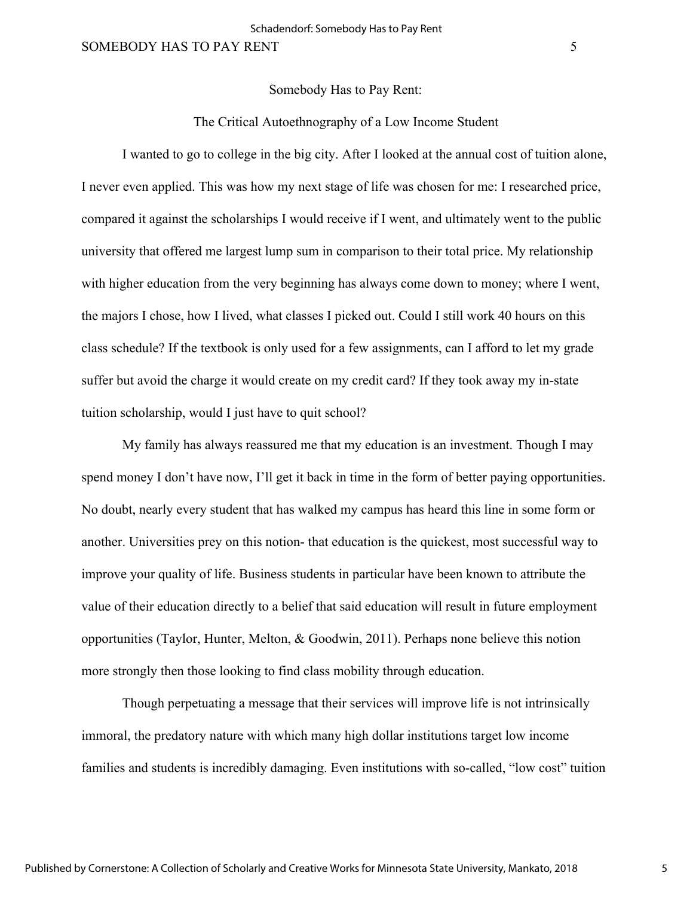# Somebody Has to Pay Rent:

## The Critical Autoethnography of a Low Income Student

I wanted to go to college in the big city. After I looked at the annual cost of tuition alone, I never even applied. This was how my next stage of life was chosen for me: I researched price, compared it against the scholarships I would receive if I went, and ultimately went to the public university that offered me largest lump sum in comparison to their total price. My relationship with higher education from the very beginning has always come down to money; where I went, the majors I chose, how I lived, what classes I picked out. Could I still work 40 hours on this class schedule? If the textbook is only used for a few assignments, can I afford to let my grade suffer but avoid the charge it would create on my credit card? If they took away my in-state tuition scholarship, would I just have to quit school?

My family has always reassured me that my education is an investment. Though I may spend money I don't have now, I'll get it back in time in the form of better paying opportunities. No doubt, nearly every student that has walked my campus has heard this line in some form or another. Universities prey on this notion- that education is the quickest, most successful way to improve your quality of life. Business students in particular have been known to attribute the value of their education directly to a belief that said education will result in future employment opportunities (Taylor, Hunter, Melton, & Goodwin, 2011). Perhaps none believe this notion more strongly then those looking to find class mobility through education.

Though perpetuating a message that their services will improve life is not intrinsically immoral, the predatory nature with which many high dollar institutions target low income families and students is incredibly damaging. Even institutions with so-called, "low cost" tuition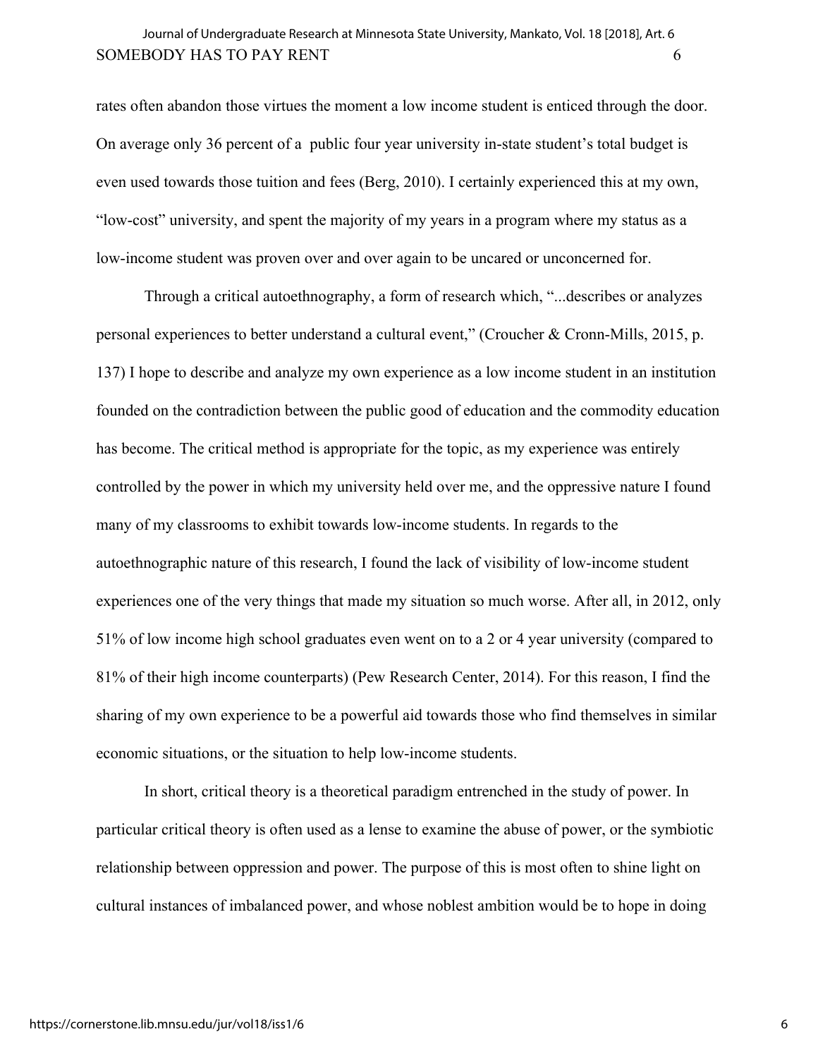rates often abandon those virtues the moment a low income student is enticed through the door. On average only 36 percent of a  public four year university in-state student's total budget is even used towards those tuition and fees (Berg, 2010). I certainly experienced this at my own, "low-cost" university, and spent the majority of my years in a program where my status as a low-income student was proven over and over again to be uncared or unconcerned for.

Through a critical autoethnography, a form of research which, "...describes or analyzes personal experiences to better understand a cultural event," (Croucher & Cronn-Mills, 2015, p. 137) I hope to describe and analyze my own experience as a low income student in an institution founded on the contradiction between the public good of education and the commodity education has become. The critical method is appropriate for the topic, as my experience was entirely controlled by the power in which my university held over me, and the oppressive nature I found many of my classrooms to exhibit towards low-income students. In regards to the autoethnographic nature of this research, I found the lack of visibility of low-income student experiences one of the very things that made my situation so much worse. After all, in 2012, only 51% of low income high school graduates even went on to a 2 or 4 year university (compared to 81% of their high income counterparts) (Pew Research Center, 2014). For this reason, I find the sharing of my own experience to be a powerful aid towards those who find themselves in similar economic situations, or the situation to help low-income students.

In short, critical theory is a theoretical paradigm entrenched in the study of power. In particular critical theory is often used as a lense to examine the abuse of power, or the symbiotic relationship between oppression and power. The purpose of this is most often to shine light on cultural instances of imbalanced power, and whose noblest ambition would be to hope in doing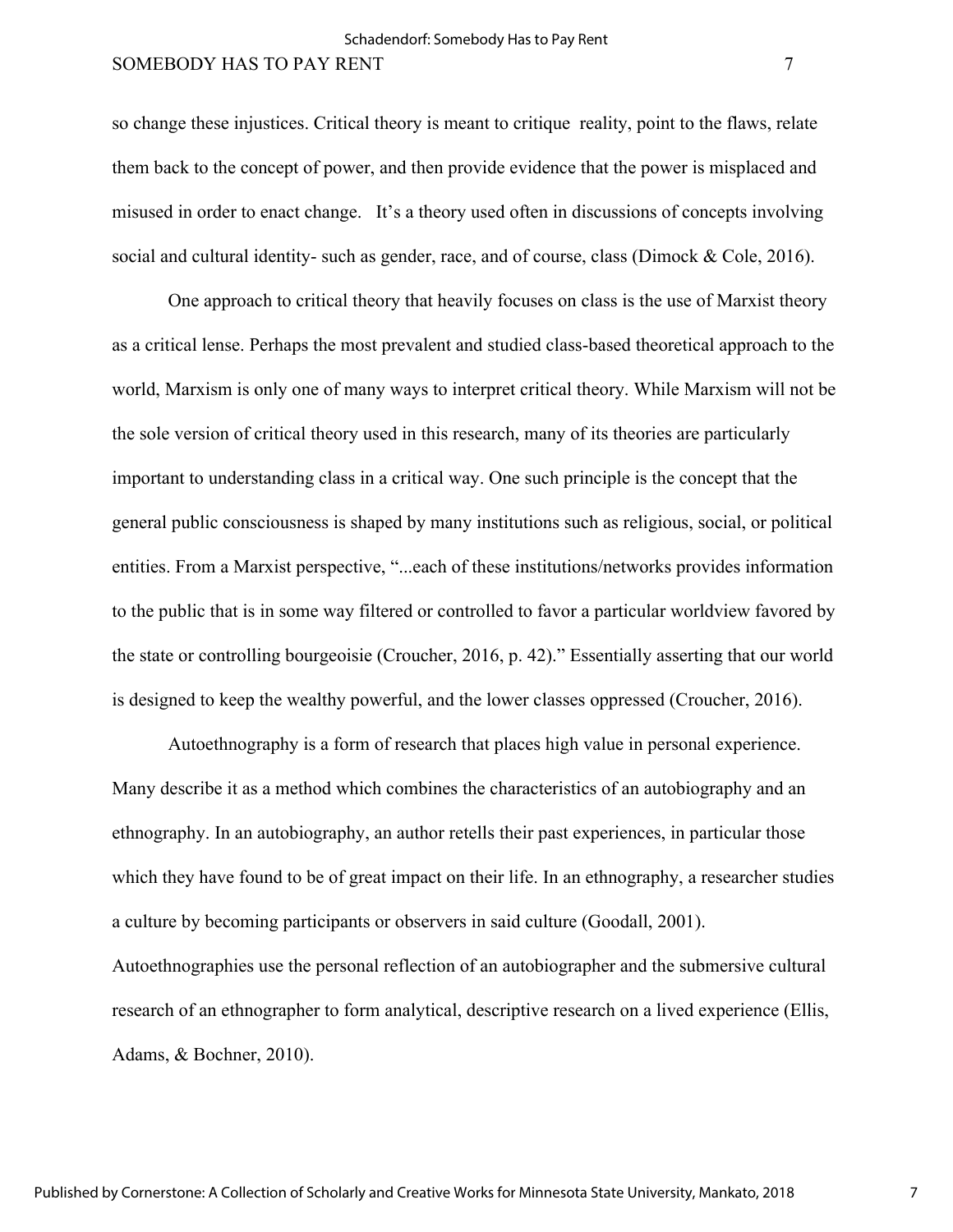so change these injustices. Critical theory is meant to critique reality, point to the flaws, relate them back to the concept of power, and then provide evidence that the power is misplaced and misused in order to enact change. It's a theory used often in discussions of concepts involving social and cultural identity- such as gender, race, and of course, class (Dimock & Cole, 2016).

One approach to critical theory that heavily focuses on class is the use of Marxist theory as a critical lense. Perhaps the most prevalent and studied class-based theoretical approach to the world, Marxism is only one of many ways to interpret critical theory. While Marxism will not be the sole version of critical theory used in this research, many of its theories are particularly important to understanding class in a critical way. One such principle is the concept that the general public consciousness is shaped by many institutions such as religious, social, or political entities. From a Marxist perspective, "...each of these institutions/networks provides information to the public that is in some way filtered or controlled to favor a particular worldview favored by the state or controlling bourgeoisie (Croucher, 2016, p. 42)." Essentially asserting that our world is designed to keep the wealthy powerful, and the lower classes oppressed (Croucher, 2016).

Autoethnography is a form of research that places high value in personal experience. Many describe it as a method which combines the characteristics of an autobiography and an ethnography. In an autobiography, an author retells their past experiences, in particular those which they have found to be of great impact on their life. In an ethnography, a researcher studies a culture by becoming participants or observers in said culture (Goodall, 2001). Autoethnographies use the personal reflection of an autobiographer and the submersive cultural research of an ethnographer to form analytical, descriptive research on a lived experience (Ellis, Adams, & Bochner, 2010).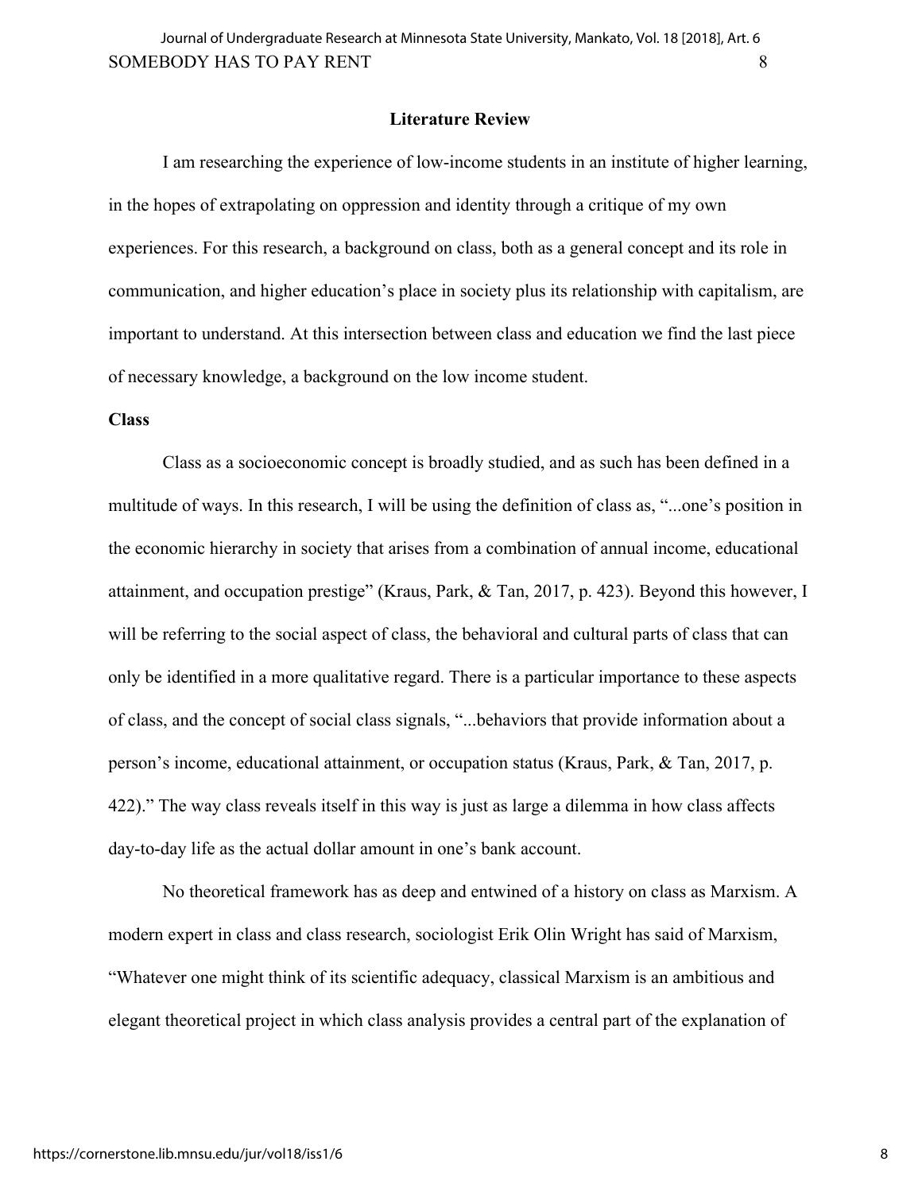## Literature Review

I am researching the experience of low-income students in an institute of higher learning, in the hopes of extrapolating on oppression and identity through a critique of my own experiences. For this research, a background on class, both as a general concept and its role in communication, and higher education's place in society plus its relationship with capitalism, are important to understand. At this intersection between class and education we find the last piece of necessary knowledge, a background on the low income student.

### Class

Class as a socioeconomic concept is broadly studied, and as such has been defined in a multitude of ways. In this research, I will be using the definition of class as, "...one's position in the economic hierarchy in society that arises from a combination of annual income, educational attainment, and occupation prestige" (Kraus, Park, & Tan, 2017, p. 423). Beyond this however, I will be referring to the social aspect of class, the behavioral and cultural parts of class that can only be identified in a more qualitative regard. There is a particular importance to these aspects of class, and the concept of social class signals, "...behaviors that provide information about a person's income, educational attainment, or occupation status (Kraus, Park, & Tan, 2017, p. 422)." The way class reveals itself in this way is just as large a dilemma in how class affects day-to-day life as the actual dollar amount in one's bank account.

No theoretical framework has as deep and entwined of a history on class as Marxism. A modern expert in class and class research, sociologist Erik Olin Wright has said of Marxism, "Whatever one might think of its scientific adequacy, classical Marxism is an ambitious and elegant theoretical project in which class analysis provides a central part of the explanation of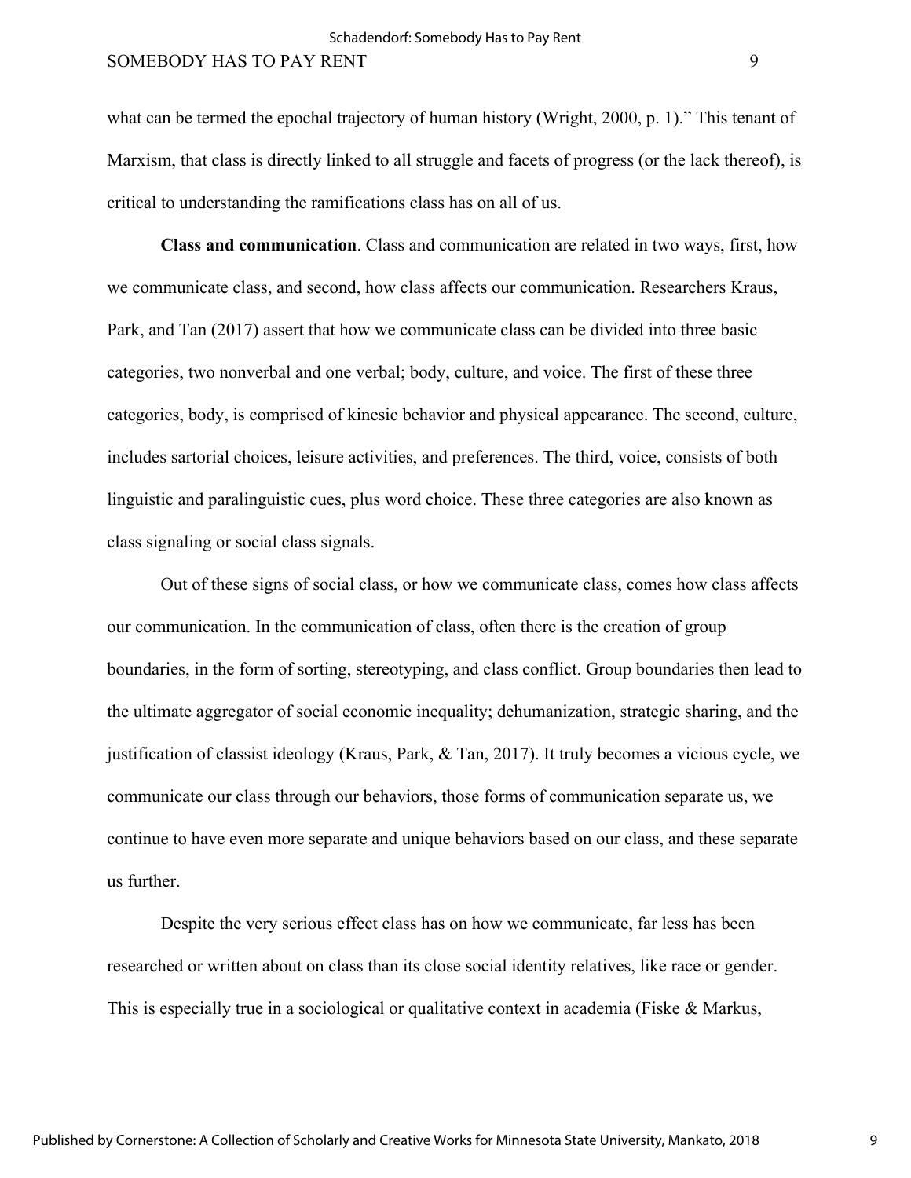what can be termed the epochal trajectory of human history (Wright, 2000, p. 1)." This tenant of Marxism, that class is directly linked to all struggle and facets of progress (or the lack thereof), is critical to understanding the ramifications class has on all of us.

**Class and communication**. Class and communication are related in two ways, first, how we communicate class, and second, how class affects our communication. Researchers Kraus, Park, and Tan (2017) assert that how we communicate class can be divided into three basic categories, two nonverbal and one verbal; body, culture, and voice. The first of these three categories, body, is comprised of kinesic behavior and physical appearance. The second, culture, includes sartorial choices, leisure activities, and preferences. The third, voice, consists of both linguistic and paralinguistic cues, plus word choice. These three categories are also known as class signaling or social class signals.

Out of these signs of social class, or how we communicate class, comes how class affects our communication. In the communication of class, often there is the creation of group boundaries, in the form of sorting, stereotyping, and class conflict. Group boundaries then lead to the ultimate aggregator of social economic inequality; dehumanization, strategic sharing, and the justification of classist ideology (Kraus, Park, & Tan, 2017). It truly becomes a vicious cycle, we communicate our class through our behaviors, those forms of communication separate us, we continue to have even more separate and unique behaviors based on our class, and these separate us further.

Despite the very serious effect class has on how we communicate, far less has been researched or written about on class than its close social identity relatives, like race or gender. This is especially true in a sociological or qualitative context in academia (Fiske & Markus,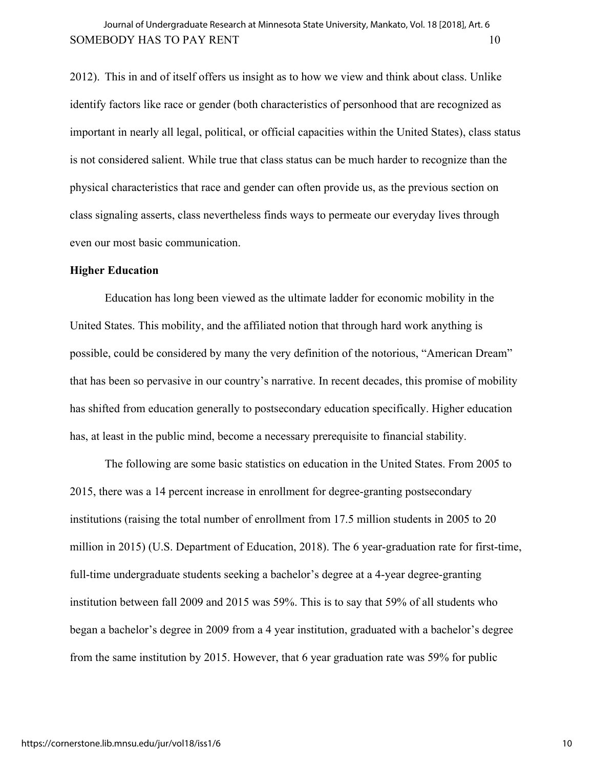2012). This in and of itself offers us insight as to how we view and think about class. Unlike identify factors like race or gender (both characteristics of personhood that are recognized as important in nearly all legal, political, or official capacities within the United States), class status is not considered salient. While true that class status can be much harder to recognize than the physical characteristics that race and gender can often provide us, as the previous section on class signaling asserts, class nevertheless finds ways to permeate our everyday lives through even our most basic communication.

**Higher Education**

Education has long been viewed as the ultimate ladder for economic mobility in the United States. This mobility, and the affiliated notion that through hard work anything is possible, could be considered by many the very definition of the notorious, "American Dream" that has been so pervasive in our country's narrative. In recent decades, this promise of mobility has shifted from education generally to postsecondary education specifically. Higher education has, at least in the public mind, become a necessary prerequisite to financial stability.

The following are some basic statistics on education in the United States. From 2005 to 2015, there was a 14 percent increase in enrollment for degree-granting postsecondary institutions (raising the total number of enrollment from 17.5 million students in 2005 to 20 million in 2015) (U.S. Department of Education, 2018). The 6 year-graduation rate for first-time, full-time undergraduate students seeking a bachelor's degree at a 4-year degree-granting institution between fall 2009 and 2015 was 59%. This is to say that 59% of all students who began a bachelor's degree in 2009 from a 4 year institution, graduated with a bachelor's degree from the same institution by 2015. However, that 6 year graduation rate was 59% for public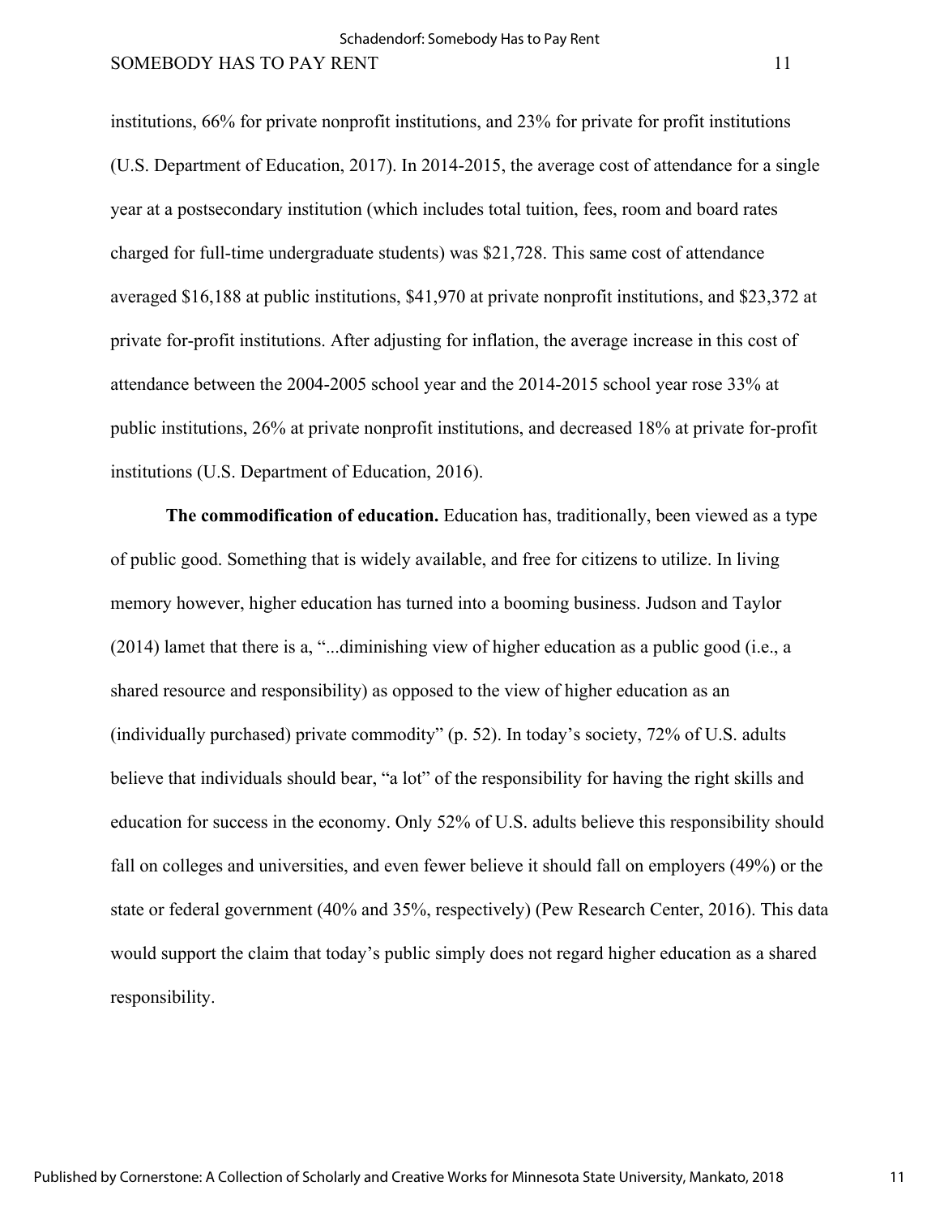institutions, 66% for private nonprofit institutions, and 23% for private for profit institutions (U.S. Department of Education, 2017). In 2014-2015, the average cost of attendance for a single year at a postsecondary institution (which includes total tuition, fees, room and board rates charged for full-time undergraduate students) was $21,728. This same cost of attendance averaged $16,188 at public institutions, $41,970 at private nonprofit institutions, and $23,372 at private for-profit institutions. After adjusting for inflation, the average increase in this cost of attendance between the 2004-2005 school year and the 2014-2015 school year rose 33% at public institutions, 26% at private nonprofit institutions, and decreased 18% at private for-profit institutions (U.S. Department of Education, 2016).

**The commodification of education.** Education has, traditionally, been viewed as a type of public good. Something that is widely available, and free for citizens to utilize. In living memory however, higher education has turned into a booming business. Judson and Taylor (2014) lamet that there is a, "...diminishing view of higher education as a public good (i.e., a shared resource and responsibility) as opposed to the view of higher education as an (individually purchased) private commodity" (p. 52). In today's society, 72% of U.S. adults believe that individuals should bear, "a lot" of the responsibility for having the right skills and education for success in the economy. Only 52% of U.S. adults believe this responsibility should fall on colleges and universities, and even fewer believe it should fall on employers (49%) or the state or federal government (40% and 35%, respectively) (Pew Research Center, 2016). This data would support the claim that today's public simply does not regard higher education as a shared responsibility.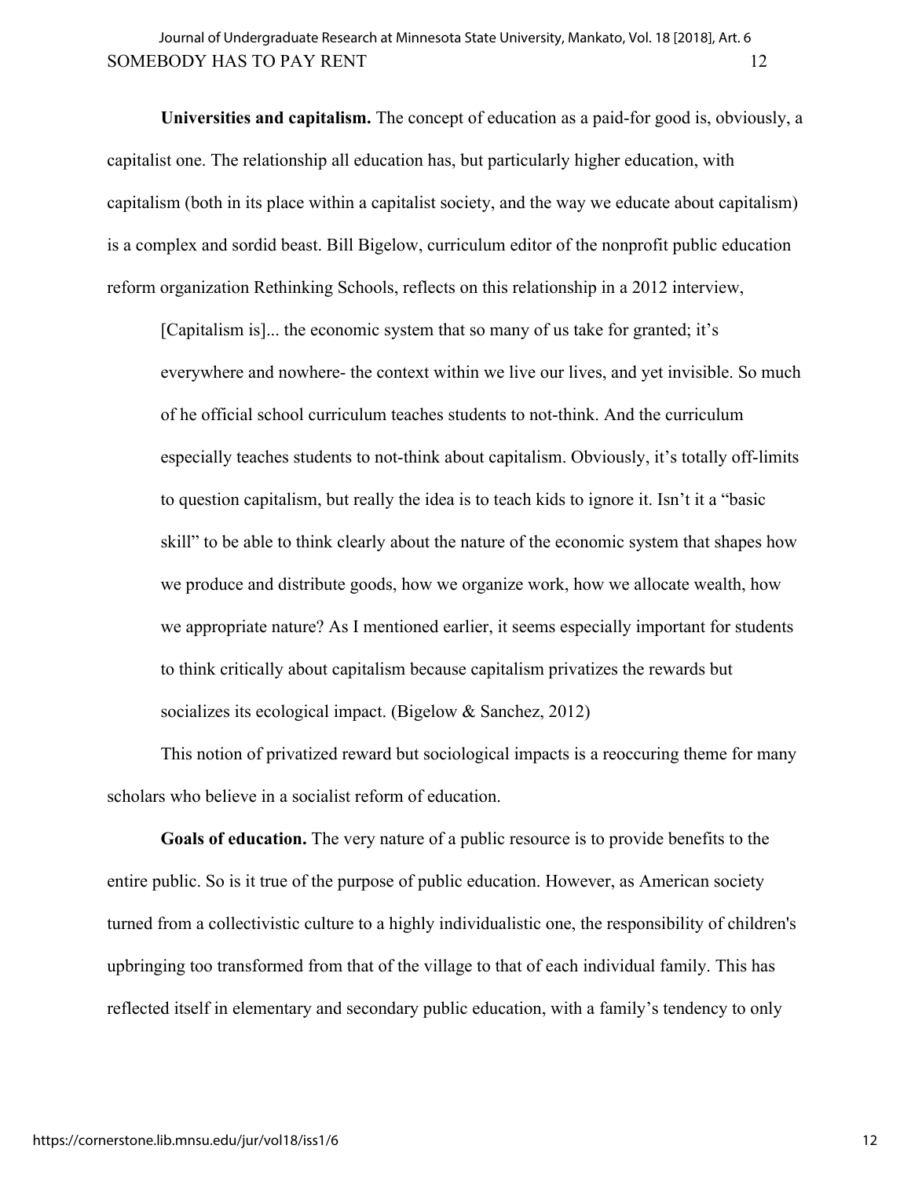**Universities and capitalism.** The concept of education as a paid-for good is, obviously, a capitalist one. The relationship all education has, but particularly higher education, with capitalism (both in its place within a capitalist society, and the way we educate about capitalism) is a complex and sordid beast. Bill Bigelow, curriculum editor of the nonprofit public education reform organization Rethinking Schools, reflects on this relationship in a 2012 interview,

> [Capitalism is]... the economic system that so many of us take for granted; it's everywhere and nowhere- the context within we live our lives, and yet invisible. So much of he official school curriculum teaches students to not-think. And the curriculum especially teaches students to not-think about capitalism. Obviously, it's totally off-limits to question capitalism, but really the idea is to teach kids to ignore it. Isn't it a "basic skill" to be able to think clearly about the nature of the economic system that shapes how we produce and distribute goods, how we organize work, how we allocate wealth, how we appropriate nature? As I mentioned earlier, it seems especially important for students to think critically about capitalism because capitalism privatizes the rewards but socializes its ecological impact. (Bigelow & Sanchez, 2012)

This notion of privatized reward but sociological impacts is a reoccuring theme for many scholars who believe in a socialist reform of education.

**Goals of education.** The very nature of a public resource is to provide benefits to the entire public. So is it true of the purpose of public education. However, as American society turned from a collectivistic culture to a highly individualistic one, the responsibility of children's upbringing too transformed from that of the village to that of each individual family. This has reflected itself in elementary and secondary public education, with a family's tendency to only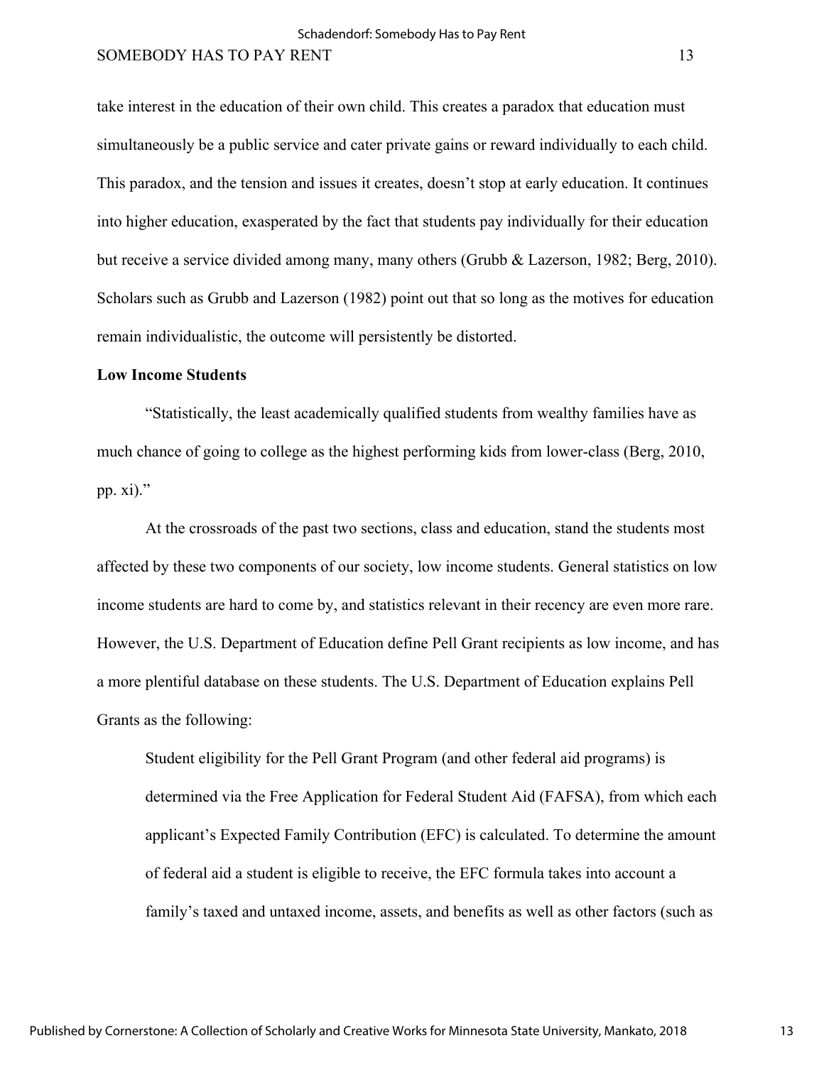take interest in the education of their own child. This creates a paradox that education must simultaneously be a public service and cater private gains or reward individually to each child. This paradox, and the tension and issues it creates, doesn't stop at early education. It continues into higher education, exasperated by the fact that students pay individually for their education but receive a service divided among many, many others (Grubb & Lazerson, 1982; Berg, 2010). Scholars such as Grubb and Lazerson (1982) point out that so long as the motives for education remain individualistic, the outcome will persistently be distorted.

**Low Income Students**

"Statistically, the least academically qualified students from wealthy families have as much chance of going to college as the highest performing kids from lower-class (Berg, 2010, pp. xi)."

At the crossroads of the past two sections, class and education, stand the students most affected by these two components of our society, low income students. General statistics on low income students are hard to come by, and statistics relevant in their recency are even more rare. However, the U.S. Department of Education define Pell Grant recipients as low income, and has a more plentiful database on these students. The U.S. Department of Education explains Pell Grants as the following:

> Student eligibility for the Pell Grant Program (and other federal aid programs) is determined via the Free Application for Federal Student Aid (FAFSA), from which each applicant's Expected Family Contribution (EFC) is calculated. To determine the amount of federal aid a student is eligible to receive, the EFC formula takes into account a family's taxed and untaxed income, assets, and benefits as well as other factors (such as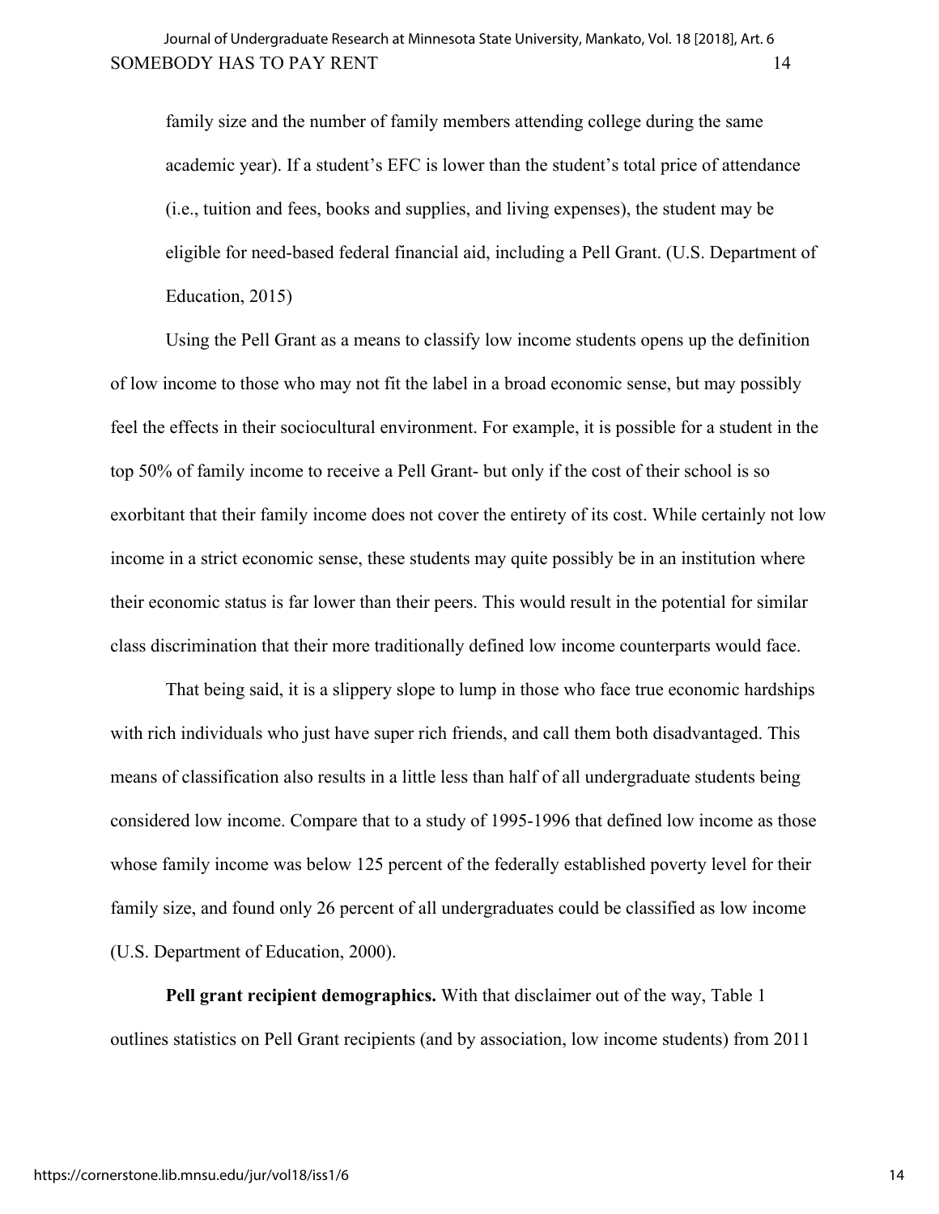family size and the number of family members attending college during the same academic year). If a student's EFC is lower than the student's total price of attendance (i.e., tuition and fees, books and supplies, and living expenses), the student may be eligible for need-based federal financial aid, including a Pell Grant. (U.S. Department of Education, 2015)

Using the Pell Grant as a means to classify low income students opens up the definition of low income to those who may not fit the label in a broad economic sense, but may possibly feel the effects in their sociocultural environment. For example, it is possible for a student in the top 50% of family income to receive a Pell Grant- but only if the cost of their school is so exorbitant that their family income does not cover the entirety of its cost. While certainly not low income in a strict economic sense, these students may quite possibly be in an institution where their economic status is far lower than their peers. This would result in the potential for similar class discrimination that their more traditionally defined low income counterparts would face.

That being said, it is a slippery slope to lump in those who face true economic hardships with rich individuals who just have super rich friends, and call them both disadvantaged. This means of classification also results in a little less than half of all undergraduate students being considered low income. Compare that to a study of 1995-1996 that defined low income as those whose family income was below 125 percent of the federally established poverty level for their family size, and found only 26 percent of all undergraduates could be classified as low income (U.S. Department of Education, 2000).

**Pell grant recipient demographics.** With that disclaimer out of the way, Table 1 outlines statistics on Pell Grant recipients (and by association, low income students) from 2011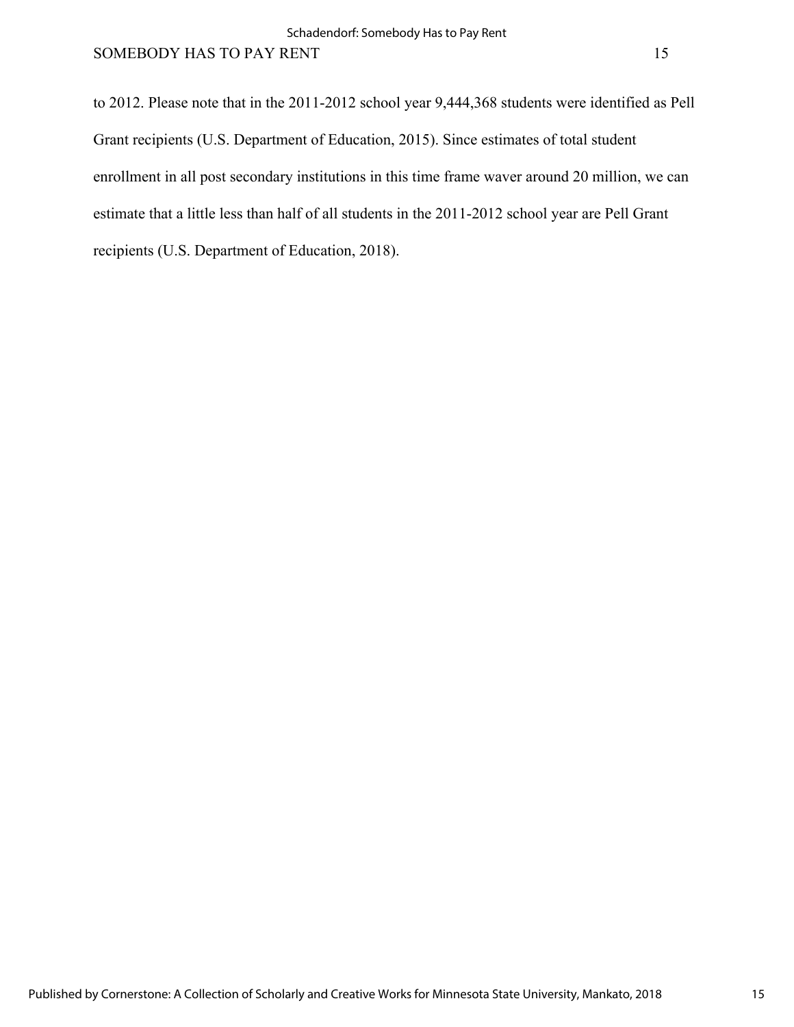to 2012. Please note that in the 2011-2012 school year 9,444,368 students were identified as Pell Grant recipients (U.S. Department of Education, 2015). Since estimates of total student enrollment in all post secondary institutions in this time frame waver around 20 million, we can estimate that a little less than half of all students in the 2011-2012 school year are Pell Grant recipients (U.S. Department of Education, 2018).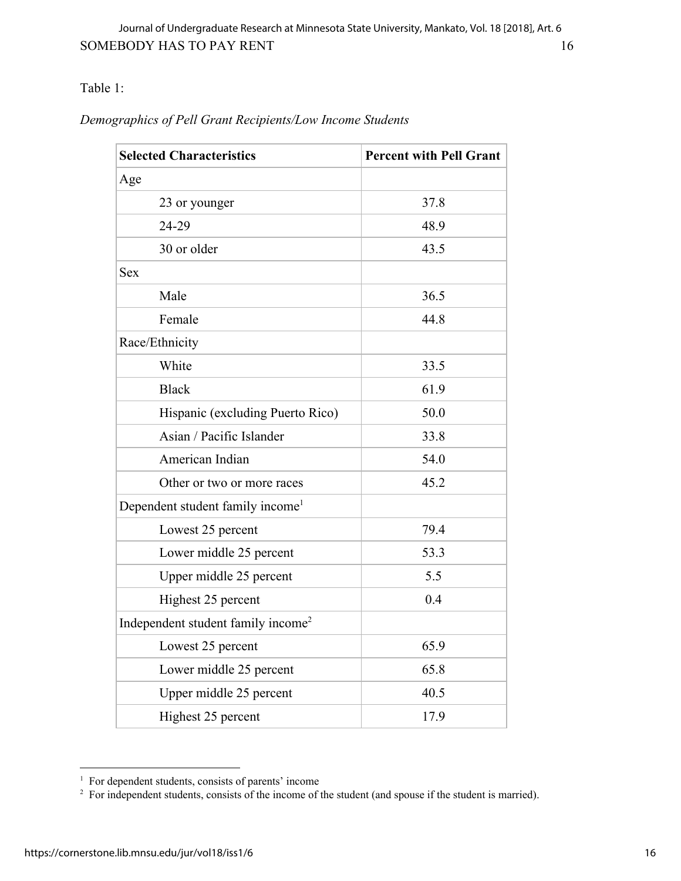Table 1:

*Demographics of Pell Grant Recipients/Low Income Students*

| Selected Characteristics | Percent with Pell Grant |
|---|---|
| Age | |
| 23 or younger | 37.8 |
| 24-29 | 48.9 |
| 30 or older | 43.5 |
| Sex | |
| Male | 36.5 |
| Female | 44.8 |
| Race/Ethnicity | |
| White | 33.5 |
| Black | 61.9 |
| Hispanic (excluding Puerto Rico) | 50.0 |
| Asian / Pacific Islander | 33.8 |
| American Indian | 54.0 |
| Other or two or more races | 45.2 |
| Dependent student family income[1] | |
| Lowest 25 percent | 79.4 |
| Lower middle 25 percent | 53.3 |
| Upper middle 25 percent | 5.5 |
| Highest 25 percent | 0.4 |
| Independent student family income[2] | |
| Lowest 25 percent | 65.9 |
| Lower middle 25 percent | 65.8 |
| Upper middle 25 percent | 40.5 |
| Highest 25 percent | 17.9 |

[1] For dependent students, consists of parents' income

[2] For independent students, consists of the income of the student (and spouse if the student is married).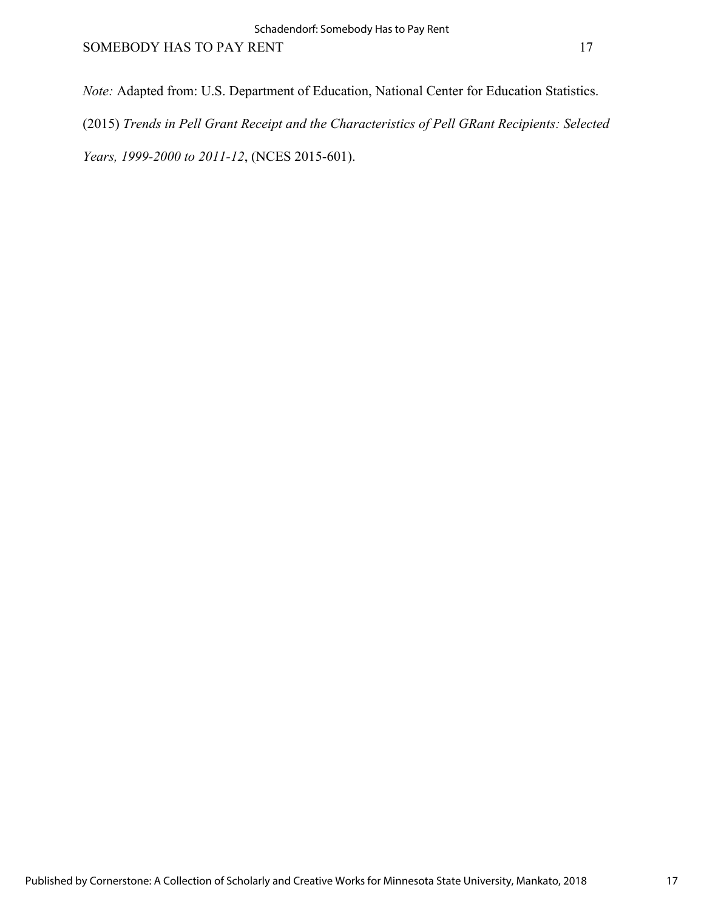*Note:* Adapted from: U.S. Department of Education, National Center for Education Statistics. (2015) *Trends in Pell Grant Receipt and the Characteristics of Pell GRant Recipients: Selected Years, 1999-2000 to 2011-12*, (NCES 2015-601).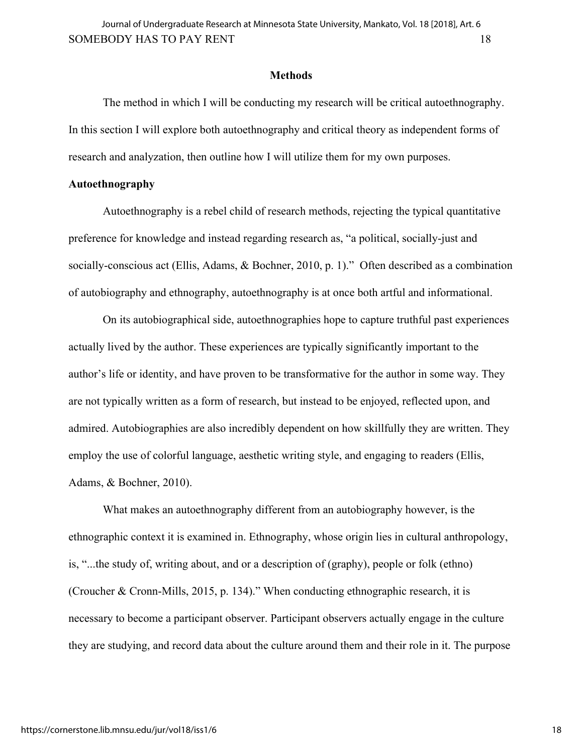## Methods

The method in which I will be conducting my research will be critical autoethnography. In this section I will explore both autoethnography and critical theory as independent forms of research and analyzation, then outline how I will utilize them for my own purposes.

### Autoethnography

Autoethnography is a rebel child of research methods, rejecting the typical quantitative preference for knowledge and instead regarding research as, "a political, socially-just and socially-conscious act (Ellis, Adams, & Bochner, 2010, p. 1)." Often described as a combination of autobiography and ethnography, autoethnography is at once both artful and informational.

On its autobiographical side, autoethnographies hope to capture truthful past experiences actually lived by the author. These experiences are typically significantly important to the author's life or identity, and have proven to be transformative for the author in some way. They are not typically written as a form of research, but instead to be enjoyed, reflected upon, and admired. Autobiographies are also incredibly dependent on how skillfully they are written. They employ the use of colorful language, aesthetic writing style, and engaging to readers (Ellis, Adams, & Bochner, 2010).

What makes an autoethnography different from an autobiography however, is the ethnographic context it is examined in. Ethnography, whose origin lies in cultural anthropology, is, "...the study of, writing about, and or a description of (graphy), people or folk (ethno) (Croucher & Cronn-Mills, 2015, p. 134)." When conducting ethnographic research, it is necessary to become a participant observer. Participant observers actually engage in the culture they are studying, and record data about the culture around them and their role in it. The purpose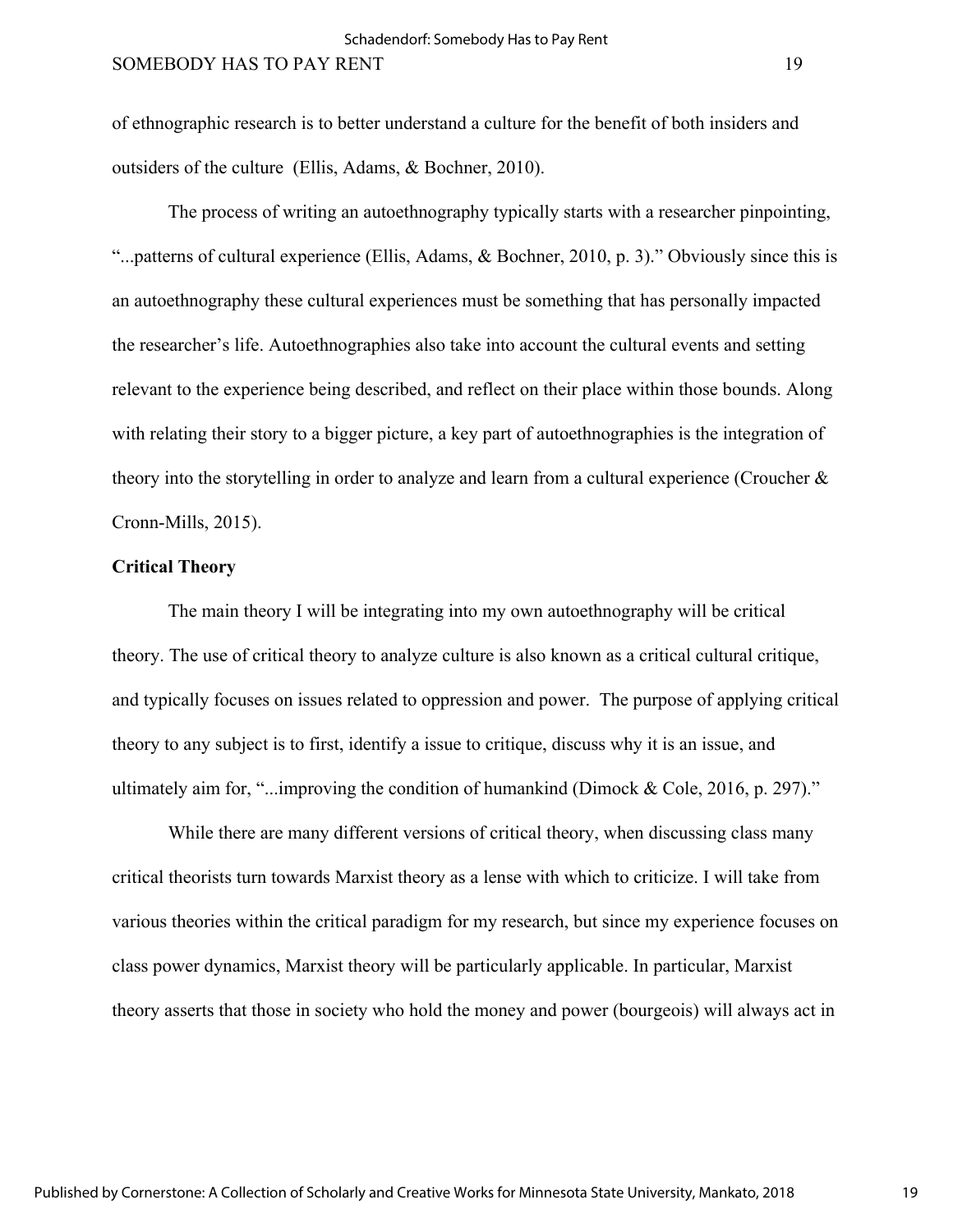of ethnographic research is to better understand a culture for the benefit of both insiders and outsiders of the culture  (Ellis, Adams, & Bochner, 2010).

The process of writing an autoethnography typically starts with a researcher pinpointing, "...patterns of cultural experience (Ellis, Adams, & Bochner, 2010, p. 3)." Obviously since this is an autoethnography these cultural experiences must be something that has personally impacted the researcher's life. Autoethnographies also take into account the cultural events and setting relevant to the experience being described, and reflect on their place within those bounds. Along with relating their story to a bigger picture, a key part of autoethnographies is the integration of theory into the storytelling in order to analyze and learn from a cultural experience (Croucher & Cronn-Mills, 2015).

**Critical Theory**

The main theory I will be integrating into my own autoethnography will be critical theory. The use of critical theory to analyze culture is also known as a critical cultural critique, and typically focuses on issues related to oppression and power.  The purpose of applying critical theory to any subject is to first, identify a issue to critique, discuss why it is an issue, and ultimately aim for, "...improving the condition of humankind (Dimock & Cole, 2016, p. 297)."

While there are many different versions of critical theory, when discussing class many critical theorists turn towards Marxist theory as a lense with which to criticize. I will take from various theories within the critical paradigm for my research, but since my experience focuses on class power dynamics, Marxist theory will be particularly applicable. In particular, Marxist theory asserts that those in society who hold the money and power (bourgeois) will always act in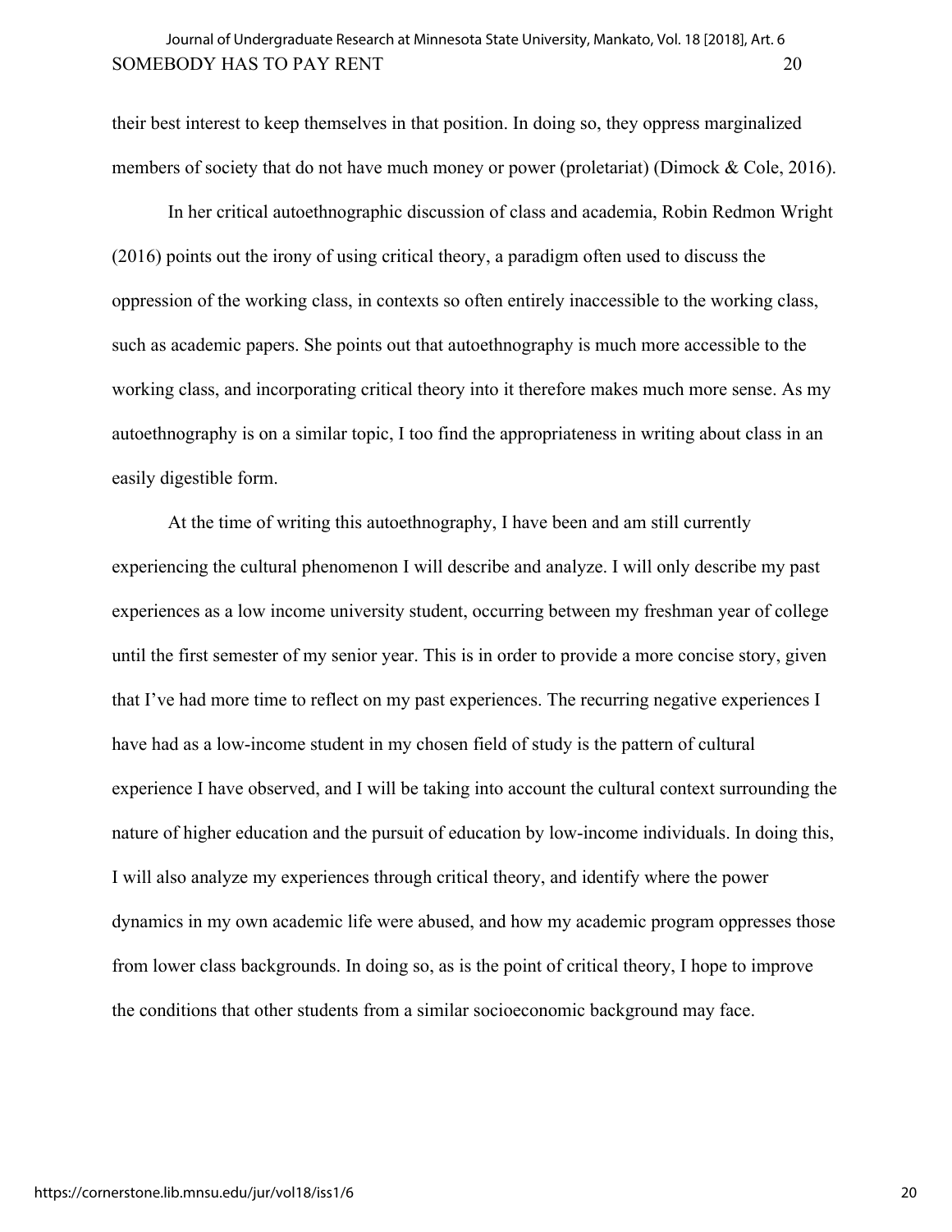their best interest to keep themselves in that position. In doing so, they oppress marginalized members of society that do not have much money or power (proletariat) (Dimock & Cole, 2016).

In her critical autoethnographic discussion of class and academia, Robin Redmon Wright (2016) points out the irony of using critical theory, a paradigm often used to discuss the oppression of the working class, in contexts so often entirely inaccessible to the working class, such as academic papers. She points out that autoethnography is much more accessible to the working class, and incorporating critical theory into it therefore makes much more sense. As my autoethnography is on a similar topic, I too find the appropriateness in writing about class in an easily digestible form.

At the time of writing this autoethnography, I have been and am still currently experiencing the cultural phenomenon I will describe and analyze. I will only describe my past experiences as a low income university student, occurring between my freshman year of college until the first semester of my senior year. This is in order to provide a more concise story, given that I've had more time to reflect on my past experiences. The recurring negative experiences I have had as a low-income student in my chosen field of study is the pattern of cultural experience I have observed, and I will be taking into account the cultural context surrounding the nature of higher education and the pursuit of education by low-income individuals. In doing this, I will also analyze my experiences through critical theory, and identify where the power dynamics in my own academic life were abused, and how my academic program oppresses those from lower class backgrounds. In doing so, as is the point of critical theory, I hope to improve the conditions that other students from a similar socioeconomic background may face.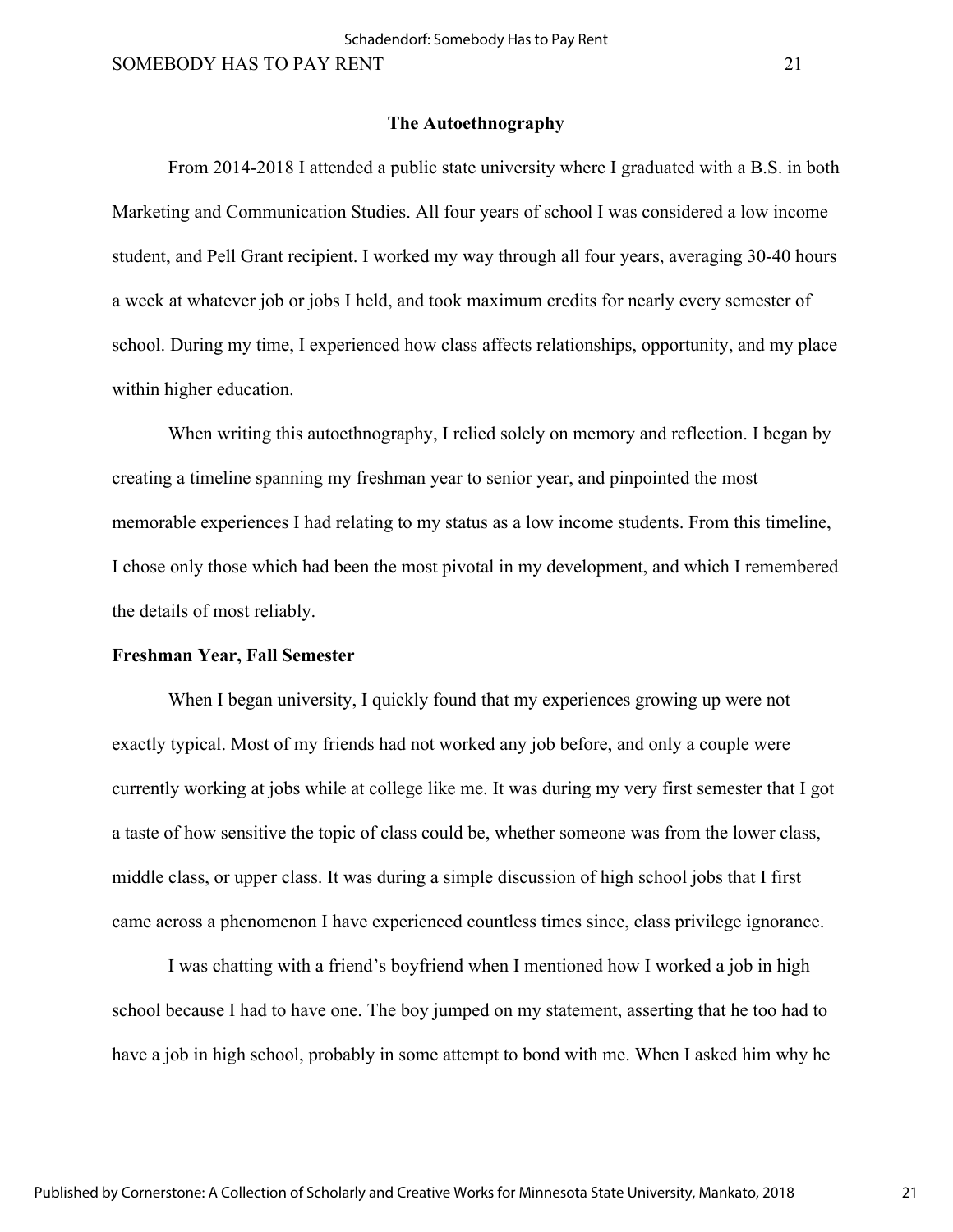## The Autoethnography

From 2014-2018 I attended a public state university where I graduated with a B.S. in both Marketing and Communication Studies. All four years of school I was considered a low income student, and Pell Grant recipient. I worked my way through all four years, averaging 30-40 hours a week at whatever job or jobs I held, and took maximum credits for nearly every semester of school. During my time, I experienced how class affects relationships, opportunity, and my place within higher education.

When writing this autoethnography, I relied solely on memory and reflection. I began by creating a timeline spanning my freshman year to senior year, and pinpointed the most memorable experiences I had relating to my status as a low income students. From this timeline, I chose only those which had been the most pivotal in my development, and which I remembered the details of most reliably.

### Freshman Year, Fall Semester

When I began university, I quickly found that my experiences growing up were not exactly typical. Most of my friends had not worked any job before, and only a couple were currently working at jobs while at college like me. It was during my very first semester that I got a taste of how sensitive the topic of class could be, whether someone was from the lower class, middle class, or upper class. It was during a simple discussion of high school jobs that I first came across a phenomenon I have experienced countless times since, class privilege ignorance.

I was chatting with a friend's boyfriend when I mentioned how I worked a job in high school because I had to have one. The boy jumped on my statement, asserting that he too had to have a job in high school, probably in some attempt to bond with me. When I asked him why he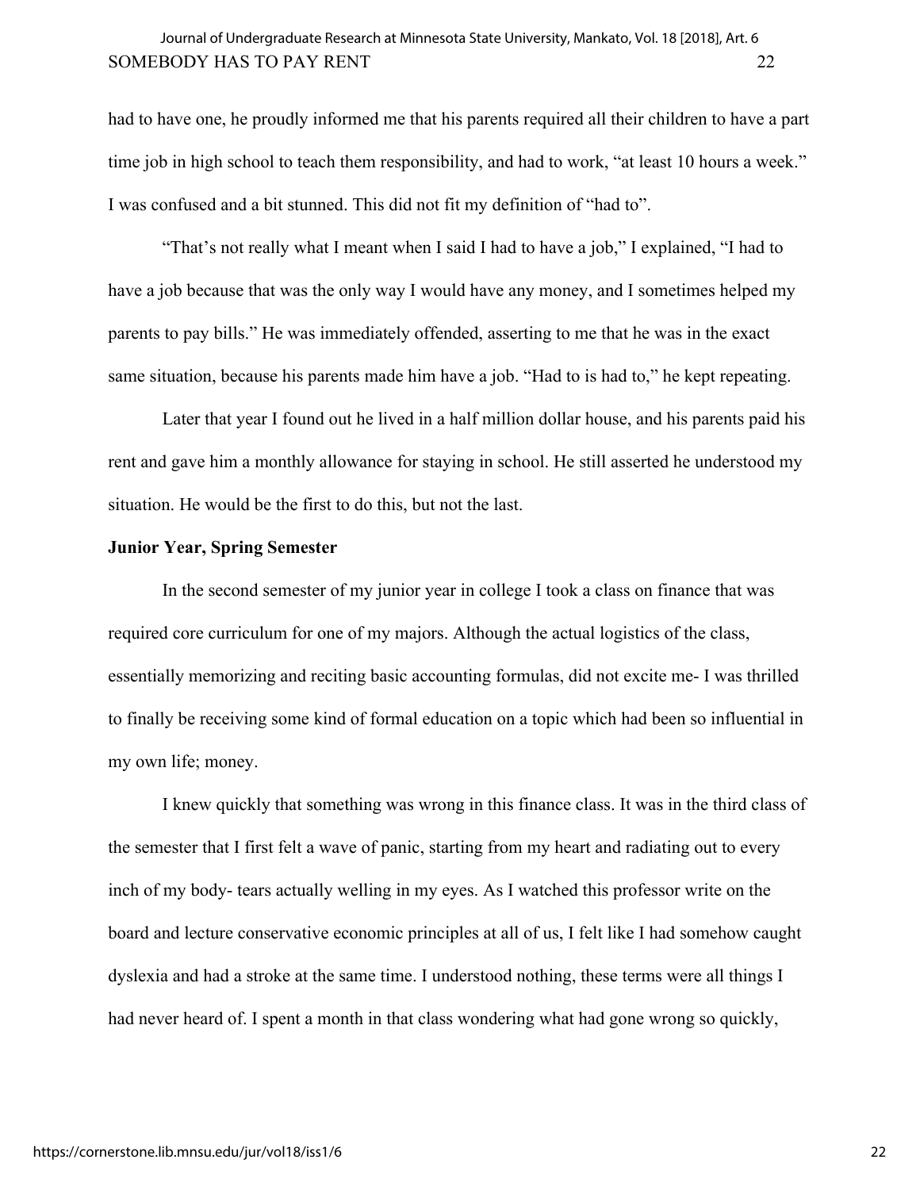had to have one, he proudly informed me that his parents required all their children to have a part time job in high school to teach them responsibility, and had to work, "at least 10 hours a week." I was confused and a bit stunned. This did not fit my definition of "had to".

"That's not really what I meant when I said I had to have a job," I explained, "I had to have a job because that was the only way I would have any money, and I sometimes helped my parents to pay bills." He was immediately offended, asserting to me that he was in the exact same situation, because his parents made him have a job. "Had to is had to," he kept repeating.

Later that year I found out he lived in a half million dollar house, and his parents paid his rent and gave him a monthly allowance for staying in school. He still asserted he understood my situation. He would be the first to do this, but not the last.

**Junior Year, Spring Semester**

In the second semester of my junior year in college I took a class on finance that was required core curriculum for one of my majors. Although the actual logistics of the class, essentially memorizing and reciting basic accounting formulas, did not excite me- I was thrilled to finally be receiving some kind of formal education on a topic which had been so influential in my own life; money.

I knew quickly that something was wrong in this finance class. It was in the third class of the semester that I first felt a wave of panic, starting from my heart and radiating out to every inch of my body- tears actually welling in my eyes. As I watched this professor write on the board and lecture conservative economic principles at all of us, I felt like I had somehow caught dyslexia and had a stroke at the same time. I understood nothing, these terms were all things I had never heard of. I spent a month in that class wondering what had gone wrong so quickly,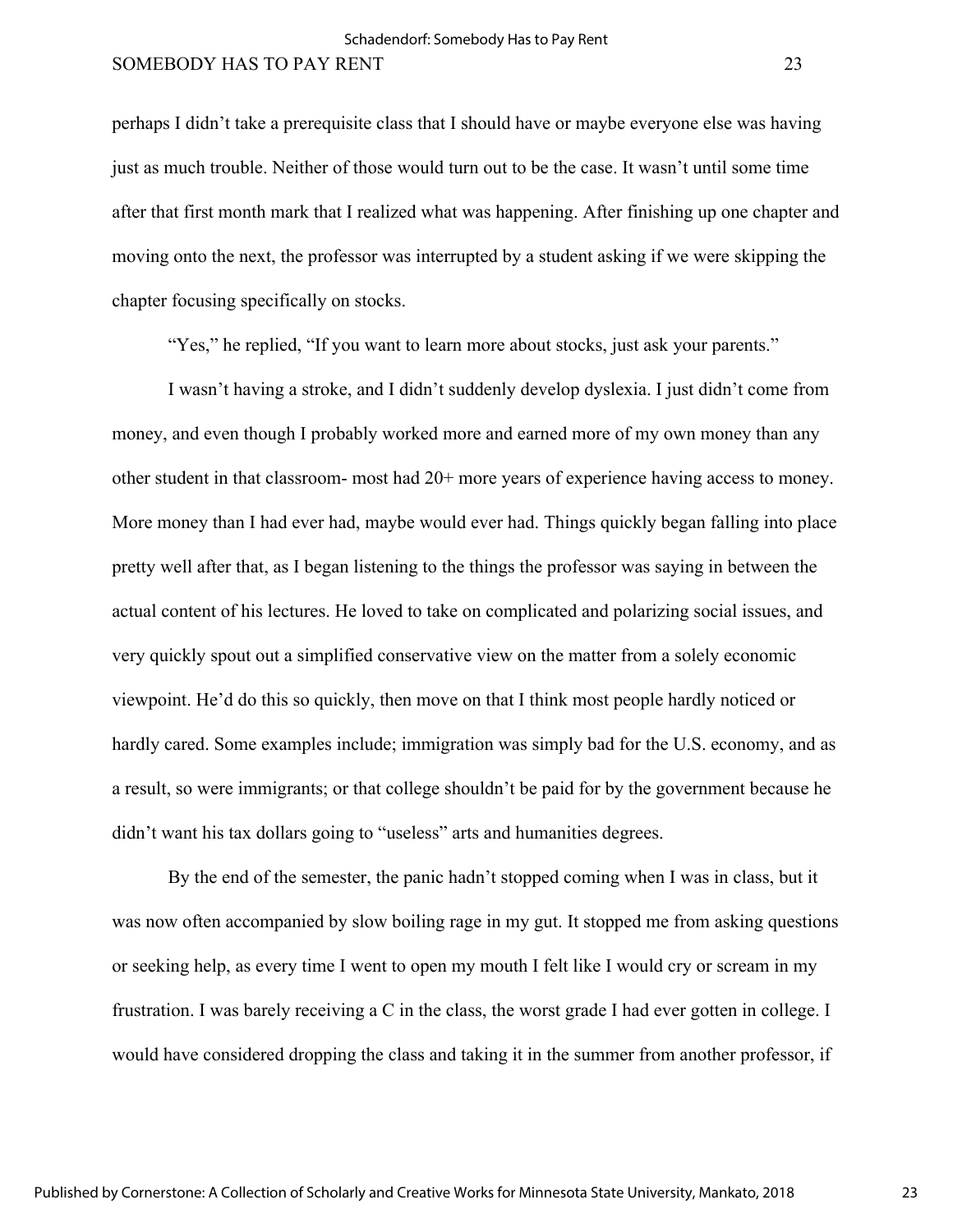perhaps I didn't take a prerequisite class that I should have or maybe everyone else was having just as much trouble. Neither of those would turn out to be the case. It wasn't until some time after that first month mark that I realized what was happening. After finishing up one chapter and moving onto the next, the professor was interrupted by a student asking if we were skipping the chapter focusing specifically on stocks.

"Yes," he replied, "If you want to learn more about stocks, just ask your parents."

I wasn't having a stroke, and I didn't suddenly develop dyslexia. I just didn't come from money, and even though I probably worked more and earned more of my own money than any other student in that classroom- most had 20+ more years of experience having access to money. More money than I had ever had, maybe would ever had. Things quickly began falling into place pretty well after that, as I began listening to the things the professor was saying in between the actual content of his lectures. He loved to take on complicated and polarizing social issues, and very quickly spout out a simplified conservative view on the matter from a solely economic viewpoint. He'd do this so quickly, then move on that I think most people hardly noticed or hardly cared. Some examples include; immigration was simply bad for the U.S. economy, and as a result, so were immigrants; or that college shouldn't be paid for by the government because he didn't want his tax dollars going to "useless" arts and humanities degrees.

By the end of the semester, the panic hadn't stopped coming when I was in class, but it was now often accompanied by slow boiling rage in my gut. It stopped me from asking questions or seeking help, as every time I went to open my mouth I felt like I would cry or scream in my frustration. I was barely receiving a C in the class, the worst grade I had ever gotten in college. I would have considered dropping the class and taking it in the summer from another professor, if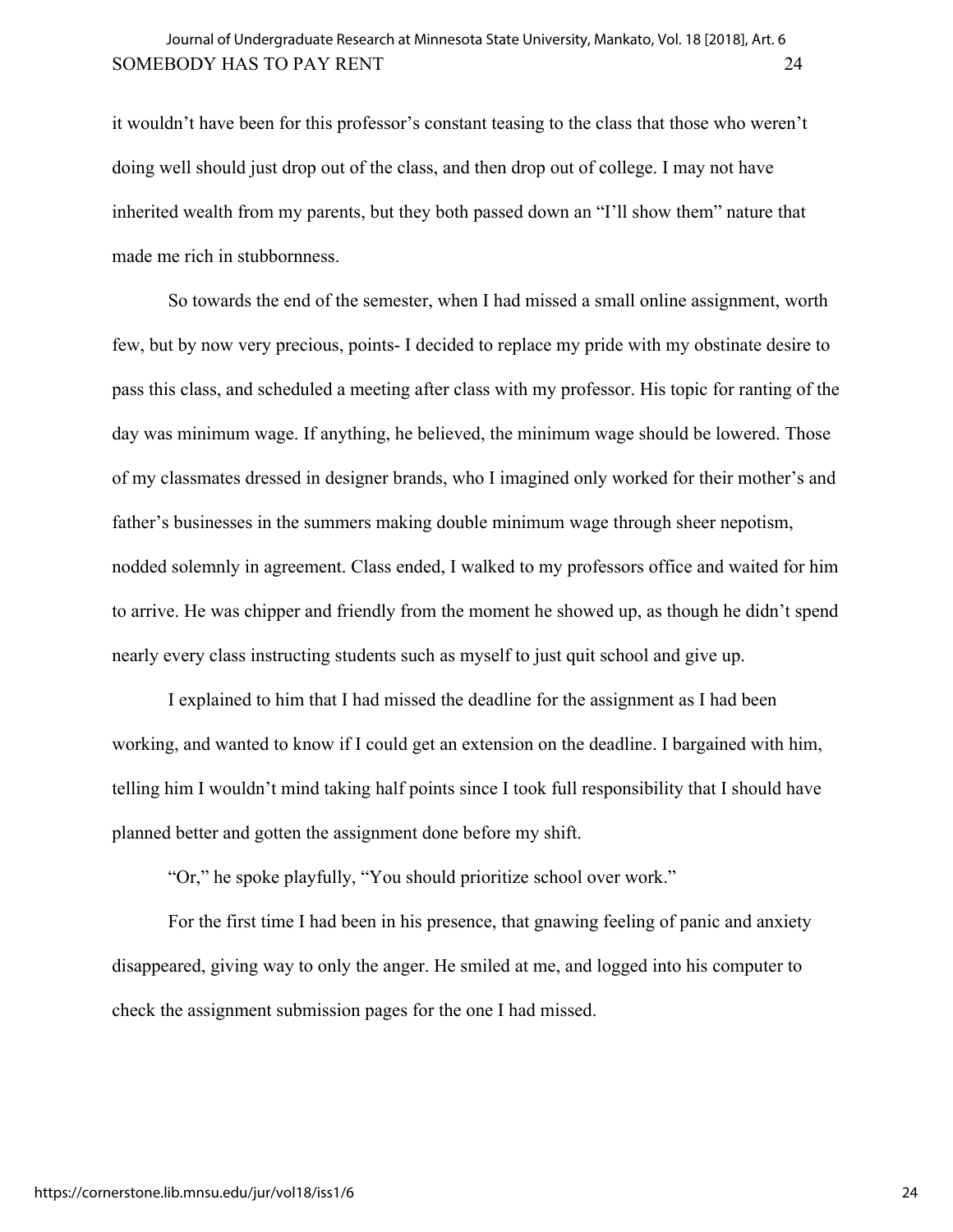it wouldn't have been for this professor's constant teasing to the class that those who weren't doing well should just drop out of the class, and then drop out of college. I may not have inherited wealth from my parents, but they both passed down an "I'll show them" nature that made me rich in stubbornness.

So towards the end of the semester, when I had missed a small online assignment, worth few, but by now very precious, points- I decided to replace my pride with my obstinate desire to pass this class, and scheduled a meeting after class with my professor. His topic for ranting of the day was minimum wage. If anything, he believed, the minimum wage should be lowered. Those of my classmates dressed in designer brands, who I imagined only worked for their mother's and father's businesses in the summers making double minimum wage through sheer nepotism, nodded solemnly in agreement. Class ended, I walked to my professors office and waited for him to arrive. He was chipper and friendly from the moment he showed up, as though he didn't spend nearly every class instructing students such as myself to just quit school and give up.

I explained to him that I had missed the deadline for the assignment as I had been working, and wanted to know if I could get an extension on the deadline. I bargained with him, telling him I wouldn't mind taking half points since I took full responsibility that I should have planned better and gotten the assignment done before my shift.

"Or," he spoke playfully, "You should prioritize school over work."

For the first time I had been in his presence, that gnawing feeling of panic and anxiety disappeared, giving way to only the anger. He smiled at me, and logged into his computer to check the assignment submission pages for the one I had missed.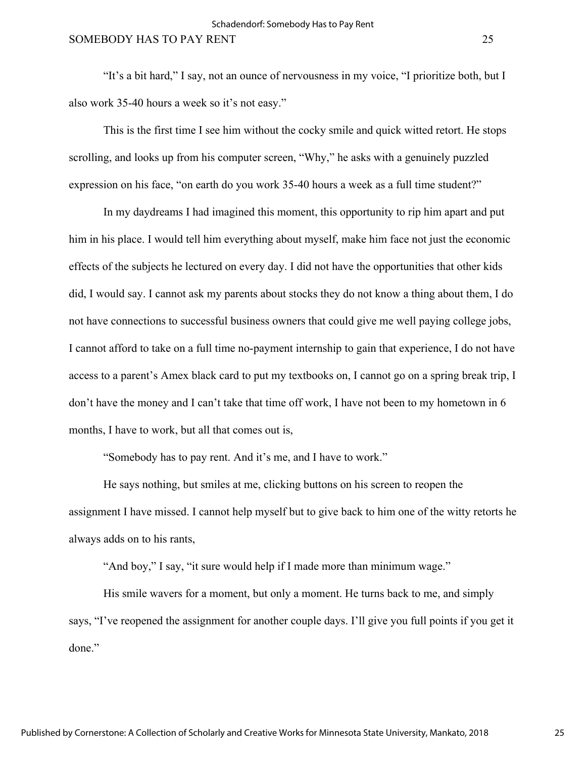"It's a bit hard," I say, not an ounce of nervousness in my voice, "I prioritize both, but I also work 35-40 hours a week so it's not easy."

This is the first time I see him without the cocky smile and quick witted retort. He stops scrolling, and looks up from his computer screen, "Why," he asks with a genuinely puzzled expression on his face, "on earth do you work 35-40 hours a week as a full time student?"

In my daydreams I had imagined this moment, this opportunity to rip him apart and put him in his place. I would tell him everything about myself, make him face not just the economic effects of the subjects he lectured on every day. I did not have the opportunities that other kids did, I would say. I cannot ask my parents about stocks they do not know a thing about them, I do not have connections to successful business owners that could give me well paying college jobs, I cannot afford to take on a full time no-payment internship to gain that experience, I do not have access to a parent's Amex black card to put my textbooks on, I cannot go on a spring break trip, I don't have the money and I can't take that time off work, I have not been to my hometown in 6 months, I have to work, but all that comes out is,

"Somebody has to pay rent. And it's me, and I have to work."

He says nothing, but smiles at me, clicking buttons on his screen to reopen the assignment I have missed. I cannot help myself but to give back to him one of the witty retorts he always adds on to his rants,

"And boy," I say, "it sure would help if I made more than minimum wage."

His smile wavers for a moment, but only a moment. He turns back to me, and simply says, "I've reopened the assignment for another couple days. I'll give you full points if you get it done."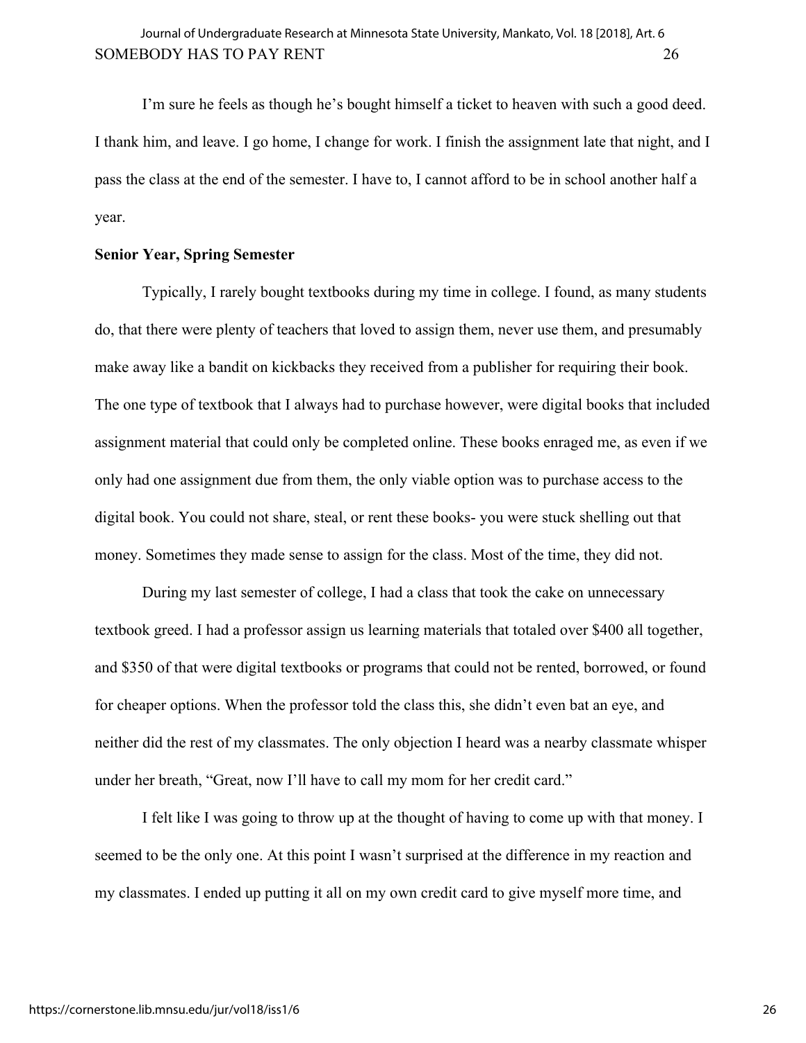I'm sure he feels as though he's bought himself a ticket to heaven with such a good deed. I thank him, and leave. I go home, I change for work. I finish the assignment late that night, and I pass the class at the end of the semester. I have to, I cannot afford to be in school another half a year.

**Senior Year, Spring Semester**

Typically, I rarely bought textbooks during my time in college. I found, as many students do, that there were plenty of teachers that loved to assign them, never use them, and presumably make away like a bandit on kickbacks they received from a publisher for requiring their book. The one type of textbook that I always had to purchase however, were digital books that included assignment material that could only be completed online. These books enraged me, as even if we only had one assignment due from them, the only viable option was to purchase access to the digital book. You could not share, steal, or rent these books- you were stuck shelling out that money. Sometimes they made sense to assign for the class. Most of the time, they did not.

During my last semester of college, I had a class that took the cake on unnecessary textbook greed. I had a professor assign us learning materials that totaled over $400 all together, and $350 of that were digital textbooks or programs that could not be rented, borrowed, or found for cheaper options. When the professor told the class this, she didn't even bat an eye, and neither did the rest of my classmates. The only objection I heard was a nearby classmate whisper under her breath, "Great, now I'll have to call my mom for her credit card."

I felt like I was going to throw up at the thought of having to come up with that money. I seemed to be the only one. At this point I wasn't surprised at the difference in my reaction and my classmates. I ended up putting it all on my own credit card to give myself more time, and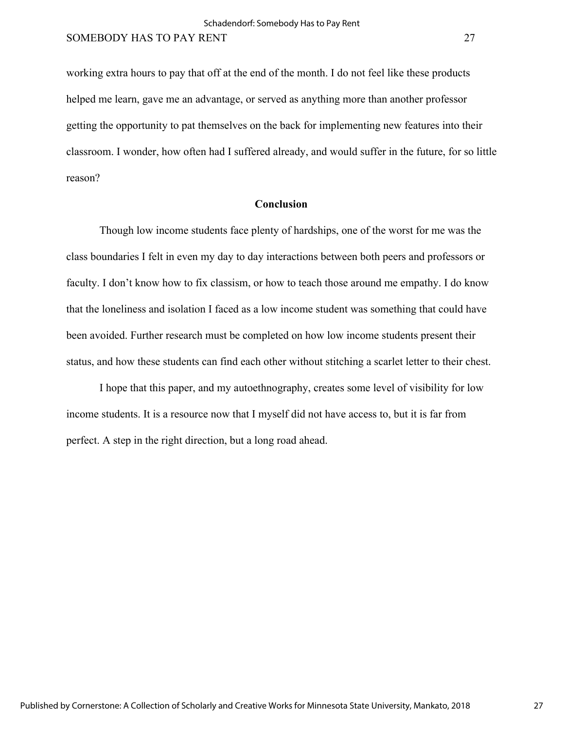working extra hours to pay that off at the end of the month. I do not feel like these products helped me learn, gave me an advantage, or served as anything more than another professor getting the opportunity to pat themselves on the back for implementing new features into their classroom. I wonder, how often had I suffered already, and would suffer in the future, for so little reason?

## Conclusion

Though low income students face plenty of hardships, one of the worst for me was the class boundaries I felt in even my day to day interactions between both peers and professors or faculty. I don't know how to fix classism, or how to teach those around me empathy. I do know that the loneliness and isolation I faced as a low income student was something that could have been avoided. Further research must be completed on how low income students present their status, and how these students can find each other without stitching a scarlet letter to their chest.

I hope that this paper, and my autoethnography, creates some level of visibility for low income students. It is a resource now that I myself did not have access to, but it is far from perfect. A step in the right direction, but a long road ahead.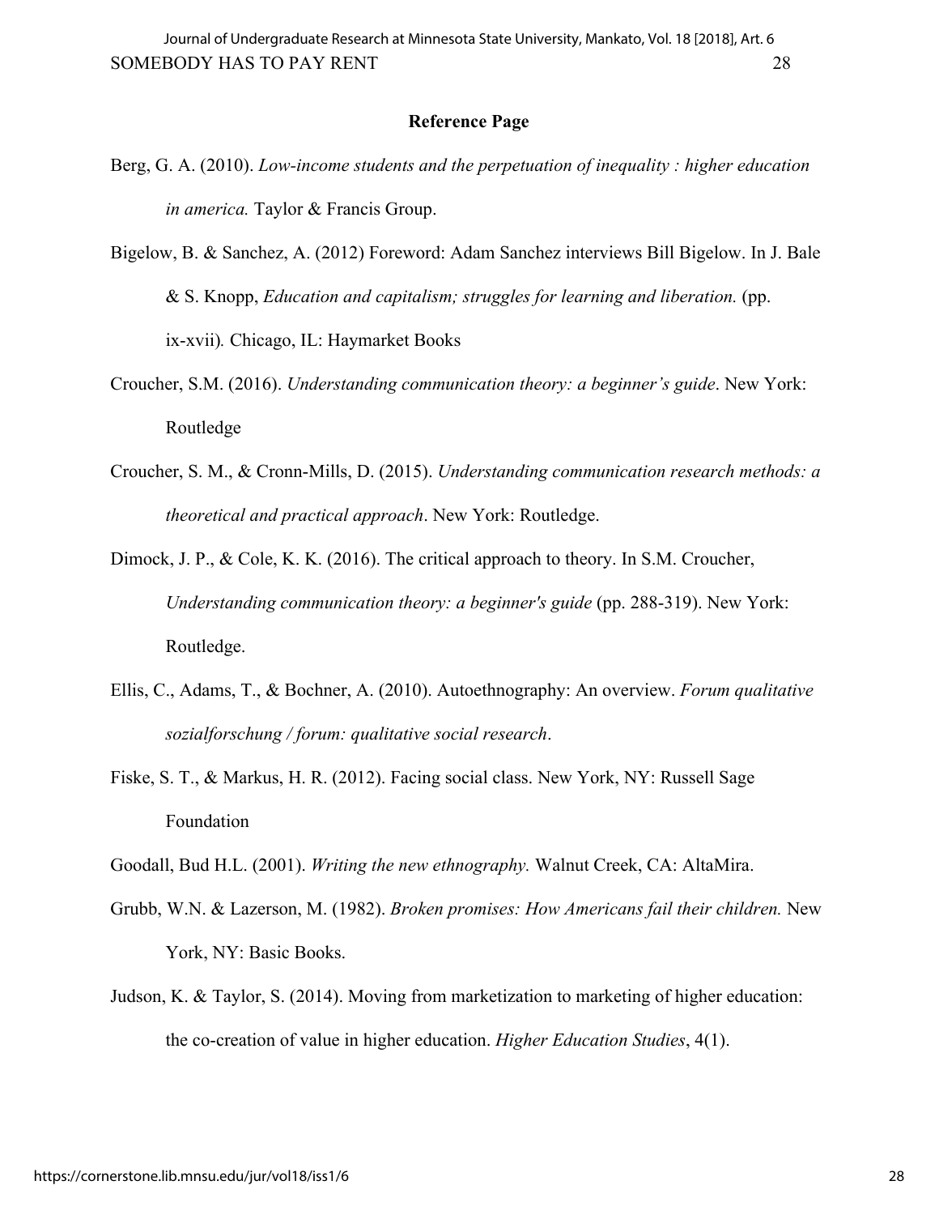**Reference Page**

Berg, G. A. (2010). *Low-income students and the perpetuation of inequality : higher education in america.* Taylor & Francis Group.

Bigelow, B. & Sanchez, A. (2012) Foreword: Adam Sanchez interviews Bill Bigelow. In J. Bale & S. Knopp, *Education and capitalism; struggles for learning and liberation.* (pp. ix-xvii)*.* Chicago, IL: Haymarket Books

Croucher, S.M. (2016). *Understanding communication theory: a beginner's guide*. New York: Routledge

Croucher, S. M., & Cronn-Mills, D. (2015). *Understanding communication research methods: a theoretical and practical approach*. New York: Routledge.

Dimock, J. P., & Cole, K. K. (2016). The critical approach to theory. In S.M. Croucher, *Understanding communication theory: a beginner's guide* (pp. 288-319). New York: Routledge.

Ellis, C., Adams, T., & Bochner, A. (2010). Autoethnography: An overview. *Forum qualitative sozialforschung / forum: qualitative social research*.

Fiske, S. T., & Markus, H. R. (2012). Facing social class. New York, NY: Russell Sage Foundation

Goodall, Bud H.L. (2001). *Writing the new ethnography.* Walnut Creek, CA: AltaMira.

Grubb, W.N. & Lazerson, M. (1982). *Broken promises: How Americans fail their children.* New York, NY: Basic Books.

Judson, K. & Taylor, S. (2014). Moving from marketization to marketing of higher education: the co-creation of value in higher education. *Higher Education Studies*, 4(1).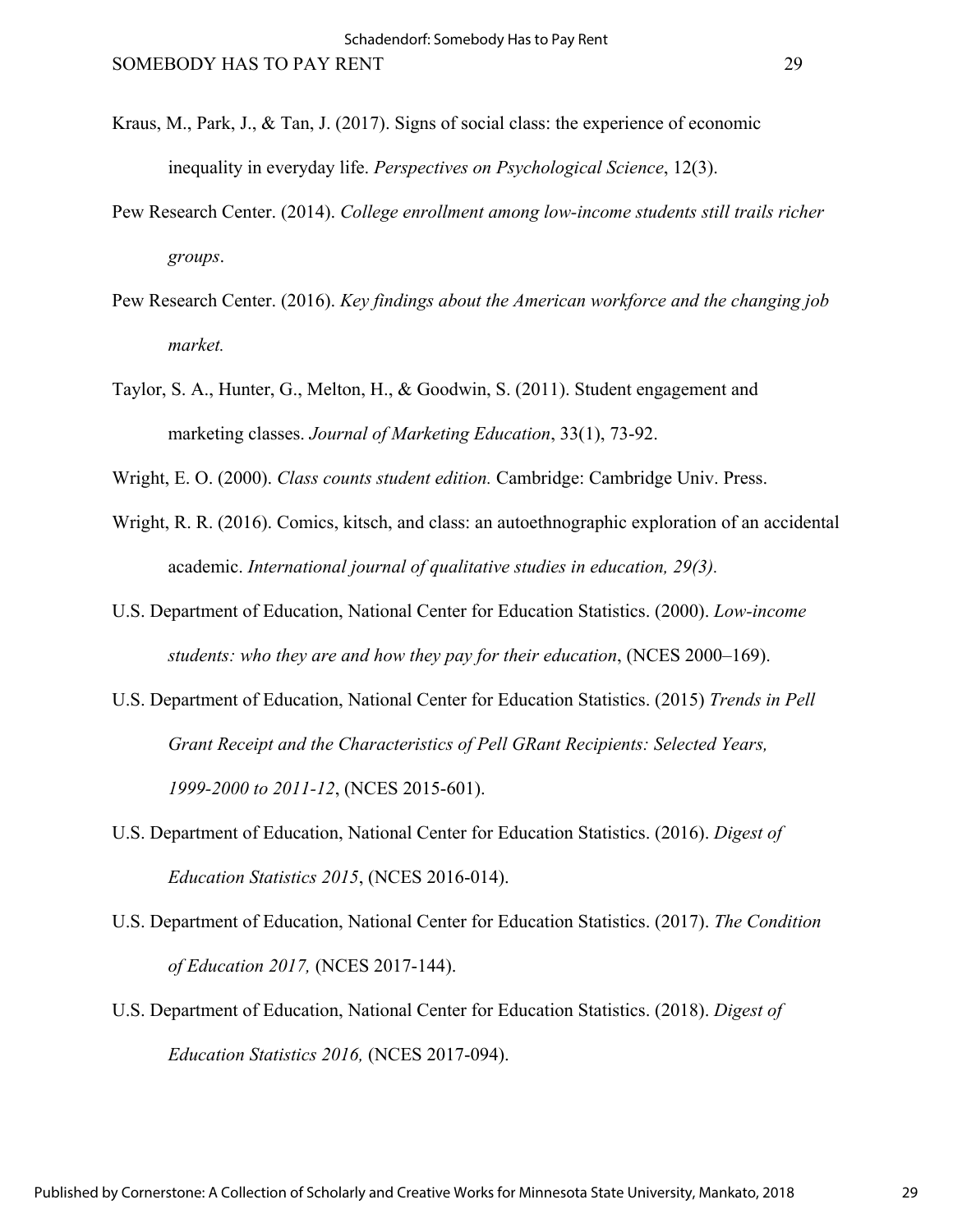Kraus, M., Park, J., & Tan, J. (2017). Signs of social class: the experience of economic inequality in everyday life. *Perspectives on Psychological Science*, 12(3).

Pew Research Center. (2014). *College enrollment among low-income students still trails richer groups*.

Pew Research Center. (2016). *Key findings about the American workforce and the changing job market.*

Taylor, S. A., Hunter, G., Melton, H., & Goodwin, S. (2011). Student engagement and marketing classes. *Journal of Marketing Education*, 33(1), 73-92.

Wright, E. O. (2000). *Class counts student edition.* Cambridge: Cambridge Univ. Press.

Wright, R. R. (2016). Comics, kitsch, and class: an autoethnographic exploration of an accidental academic. *International journal of qualitative studies in education, 29(3).*

U.S. Department of Education, National Center for Education Statistics. (2000). *Low-income students: who they are and how they pay for their education*, (NCES 2000–169).

U.S. Department of Education, National Center for Education Statistics. (2015) *Trends in Pell Grant Receipt and the Characteristics of Pell GRant Recipients: Selected Years, 1999-2000 to 2011-12*, (NCES 2015-601).

U.S. Department of Education, National Center for Education Statistics. (2016). *Digest of Education Statistics 2015*, (NCES 2016-014).

U.S. Department of Education, National Center for Education Statistics. (2017). *The Condition of Education 2017,* (NCES 2017-144).

U.S. Department of Education, National Center for Education Statistics. (2018). *Digest of Education Statistics 2016,* (NCES 2017-094).